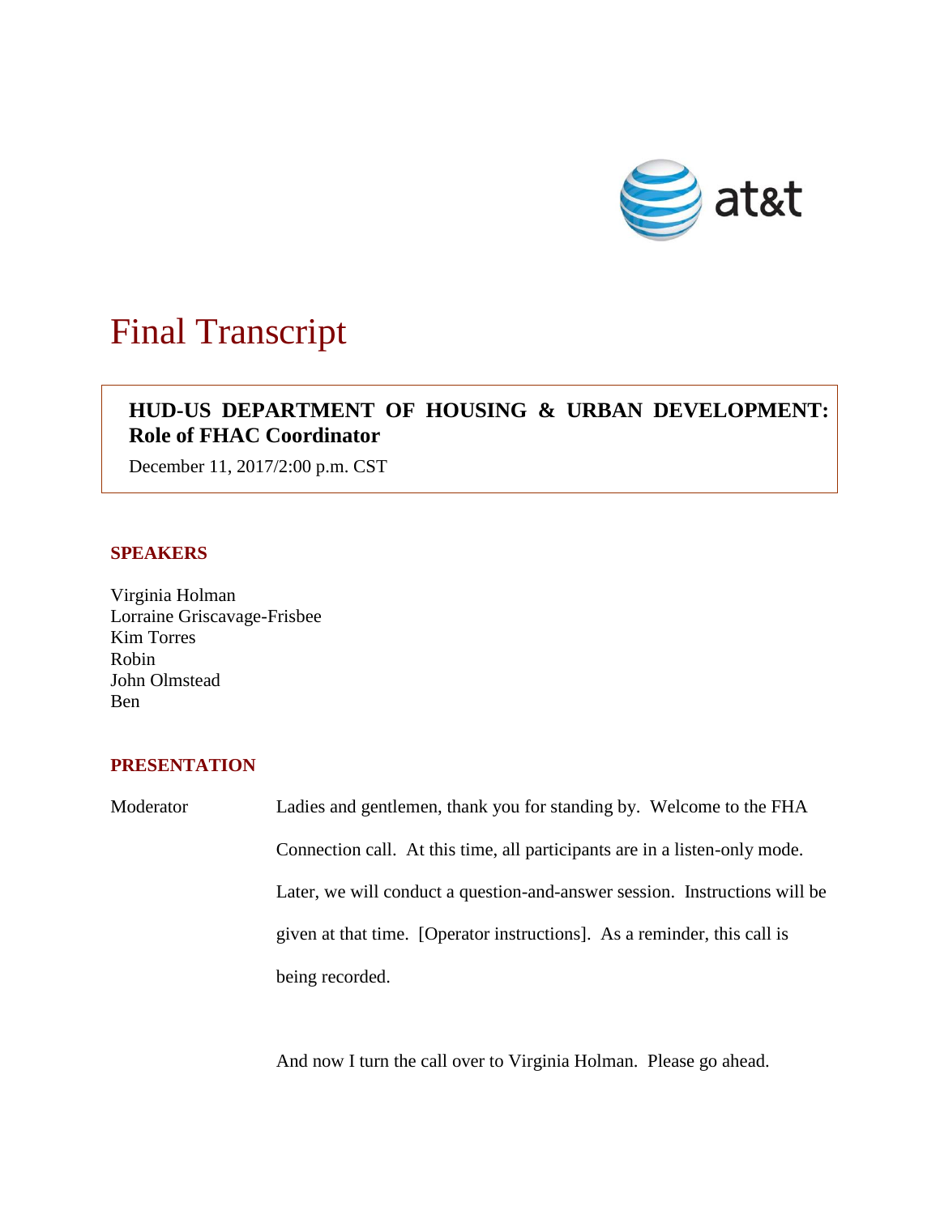at&t

# Final Transcript

**HUD-US DEPARTMENT OF HOUSING & URBAN DEVELOPMENT: Role of FHAC Coordinator**

December 11, 2017/2:00 p.m. CST

## SPEAKERS

Virginia Holman
Lorraine Griscavage-Frisbee
Kim Torres
Robin
John Olmstead
Ben

## PRESENTATION

Moderator — Ladies and gentlemen, thank you for standing by. Welcome to the FHA Connection call. At this time, all participants are in a listen-only mode. Later, we will conduct a question-and-answer session. Instructions will be given at that time. [Operator instructions]. As a reminder, this call is being recorded.

And now I turn the call over to Virginia Holman. Please go ahead.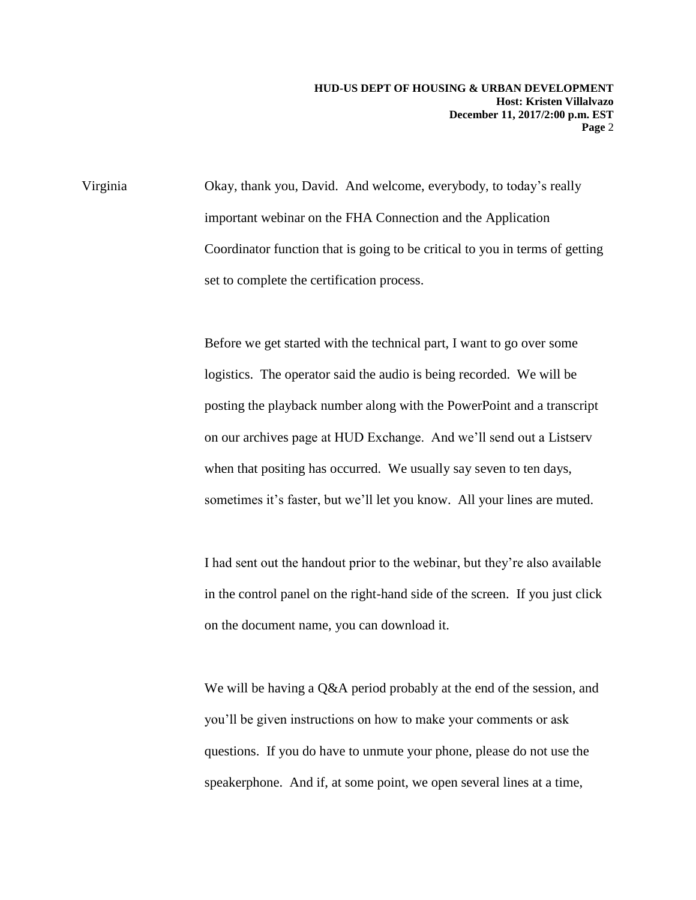Virginia Okay, thank you, David. And welcome, everybody, to today's really important webinar on the FHA Connection and the Application Coordinator function that is going to be critical to you in terms of getting set to complete the certification process.

Before we get started with the technical part, I want to go over some logistics. The operator said the audio is being recorded. We will be posting the playback number along with the PowerPoint and a transcript on our archives page at HUD Exchange. And we'll send out a Listserv when that positing has occurred. We usually say seven to ten days, sometimes it's faster, but we'll let you know. All your lines are muted.

I had sent out the handout prior to the webinar, but they're also available in the control panel on the right-hand side of the screen. If you just click on the document name, you can download it.

We will be having a Q&A period probably at the end of the session, and you'll be given instructions on how to make your comments or ask questions. If you do have to unmute your phone, please do not use the speakerphone. And if, at some point, we open several lines at a time,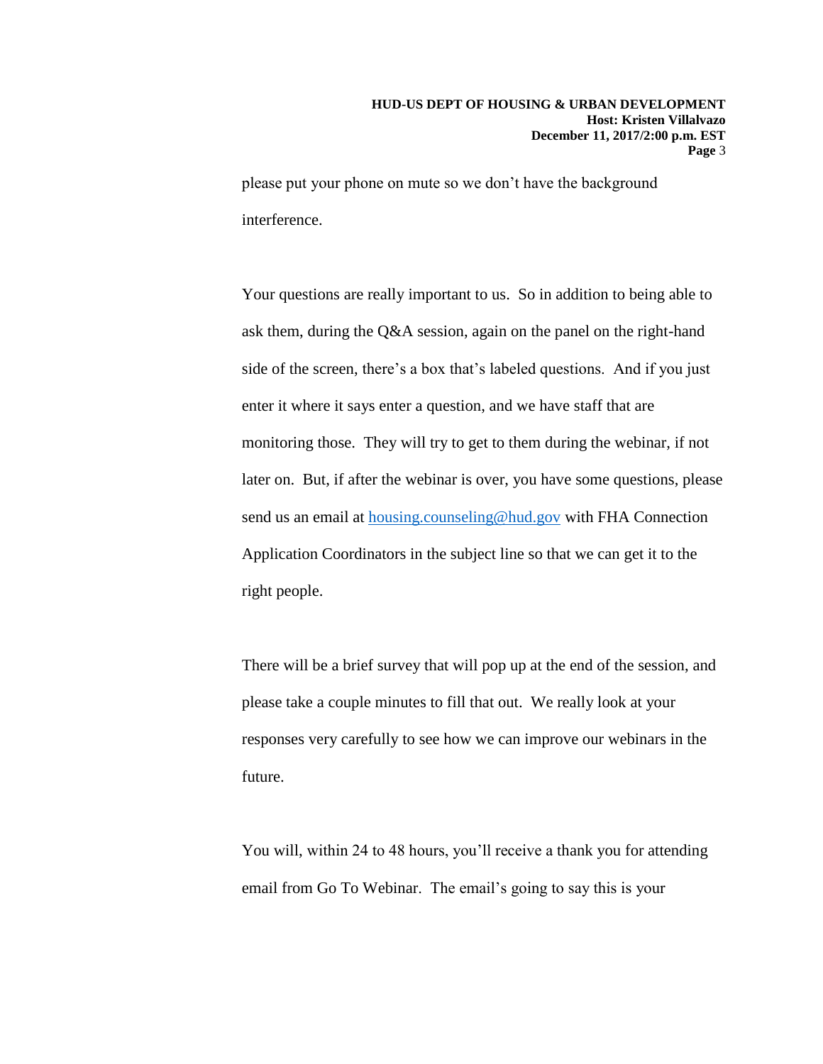please put your phone on mute so we don't have the background interference.

Your questions are really important to us. So in addition to being able to ask them, during the Q&A session, again on the panel on the right-hand side of the screen, there's a box that's labeled questions. And if you just enter it where it says enter a question, and we have staff that are monitoring those. They will try to get to them during the webinar, if not later on. But, if after the webinar is over, you have some questions, please send us an email at [housing.counseling@hud.gov](mailto:housing.counseling@hud.gov) with FHA Connection Application Coordinators in the subject line so that we can get it to the right people.

There will be a brief survey that will pop up at the end of the session, and please take a couple minutes to fill that out. We really look at your responses very carefully to see how we can improve our webinars in the future.

You will, within 24 to 48 hours, you'll receive a thank you for attending email from Go To Webinar. The email's going to say this is your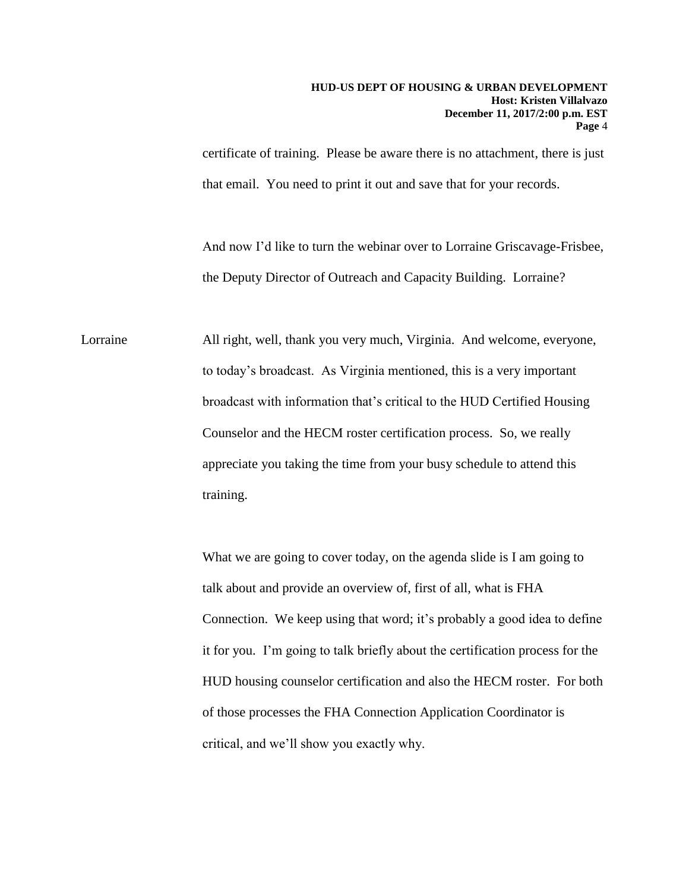certificate of training. Please be aware there is no attachment, there is just that email. You need to print it out and save that for your records.

And now I'd like to turn the webinar over to Lorraine Griscavage-Frisbee, the Deputy Director of Outreach and Capacity Building. Lorraine?

Lorraine: All right, well, thank you very much, Virginia. And welcome, everyone, to today's broadcast. As Virginia mentioned, this is a very important broadcast with information that's critical to the HUD Certified Housing Counselor and the HECM roster certification process. So, we really appreciate you taking the time from your busy schedule to attend this training.

What we are going to cover today, on the agenda slide is I am going to talk about and provide an overview of, first of all, what is FHA Connection. We keep using that word; it's probably a good idea to define it for you. I'm going to talk briefly about the certification process for the HUD housing counselor certification and also the HECM roster. For both of those processes the FHA Connection Application Coordinator is critical, and we'll show you exactly why.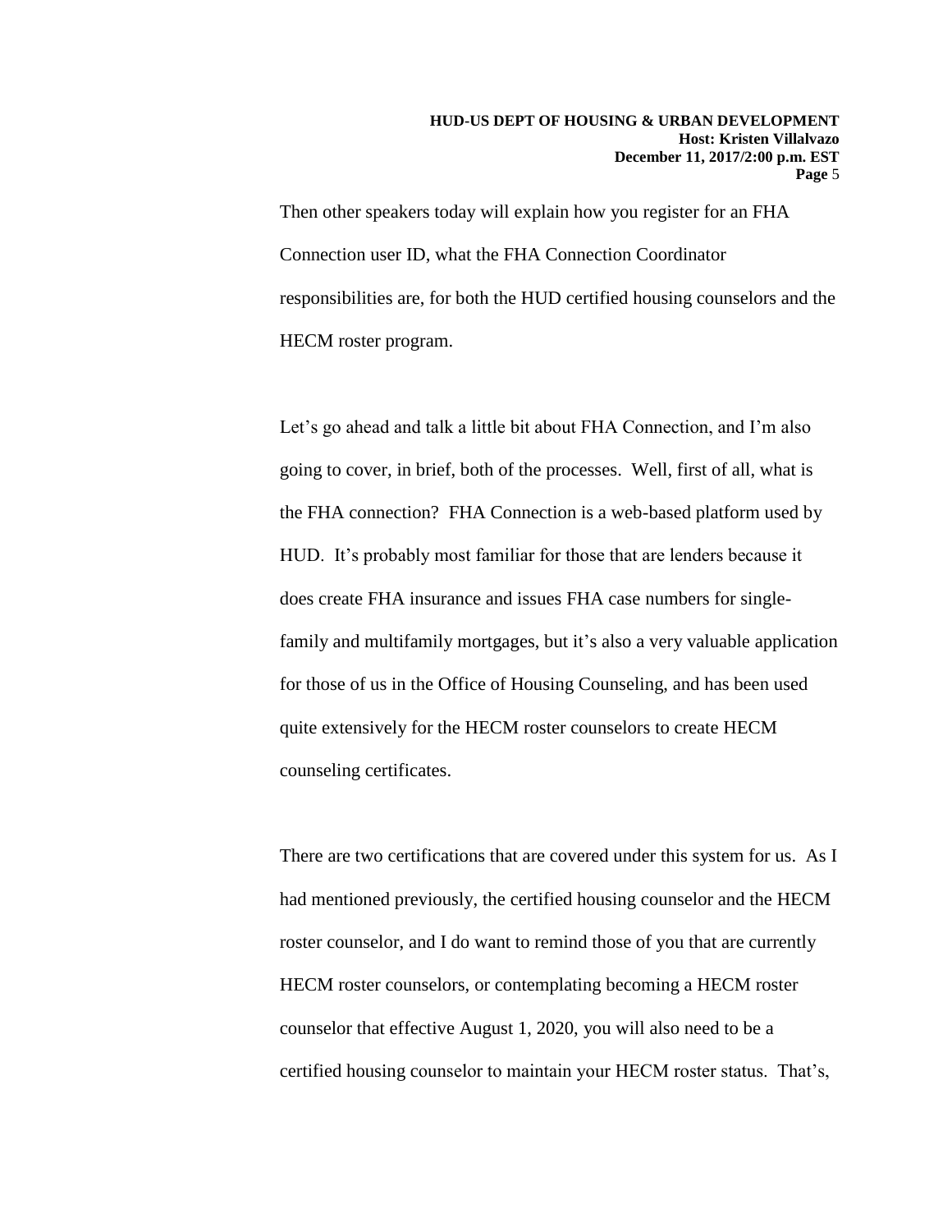Then other speakers today will explain how you register for an FHA Connection user ID, what the FHA Connection Coordinator responsibilities are, for both the HUD certified housing counselors and the HECM roster program.

Let's go ahead and talk a little bit about FHA Connection, and I'm also going to cover, in brief, both of the processes. Well, first of all, what is the FHA connection? FHA Connection is a web-based platform used by HUD. It's probably most familiar for those that are lenders because it does create FHA insurance and issues FHA case numbers for single-family and multifamily mortgages, but it's also a very valuable application for those of us in the Office of Housing Counseling, and has been used quite extensively for the HECM roster counselors to create HECM counseling certificates.

There are two certifications that are covered under this system for us. As I had mentioned previously, the certified housing counselor and the HECM roster counselor, and I do want to remind those of you that are currently HECM roster counselors, or contemplating becoming a HECM roster counselor that effective August 1, 2020, you will also need to be a certified housing counselor to maintain your HECM roster status. That's,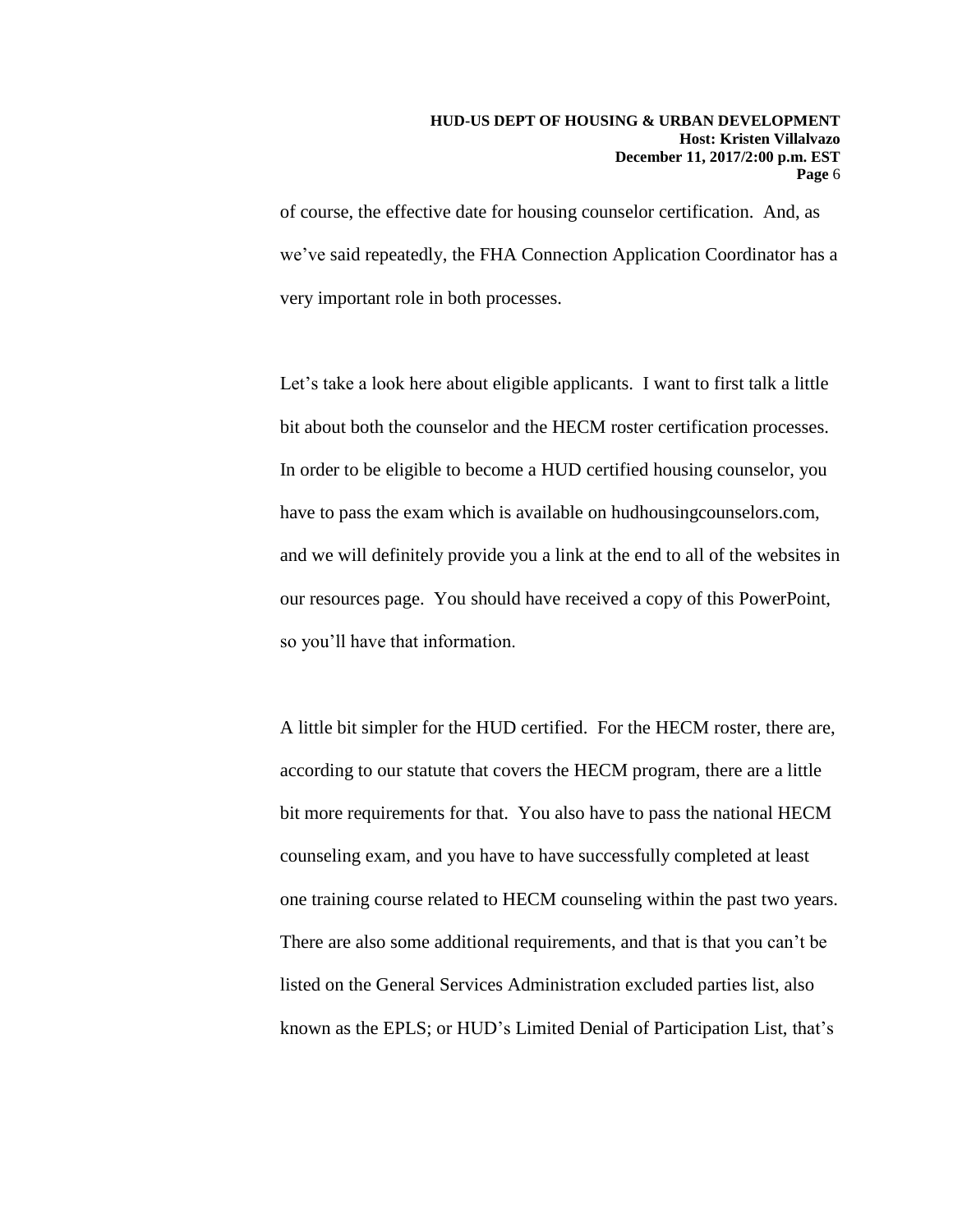of course, the effective date for housing counselor certification. And, as we've said repeatedly, the FHA Connection Application Coordinator has a very important role in both processes.

Let's take a look here about eligible applicants. I want to first talk a little bit about both the counselor and the HECM roster certification processes. In order to be eligible to become a HUD certified housing counselor, you have to pass the exam which is available on hudhousingcounselors.com, and we will definitely provide you a link at the end to all of the websites in our resources page. You should have received a copy of this PowerPoint, so you'll have that information.

A little bit simpler for the HUD certified. For the HECM roster, there are, according to our statute that covers the HECM program, there are a little bit more requirements for that. You also have to pass the national HECM counseling exam, and you have to have successfully completed at least one training course related to HECM counseling within the past two years. There are also some additional requirements, and that is that you can't be listed on the General Services Administration excluded parties list, also known as the EPLS; or HUD's Limited Denial of Participation List, that's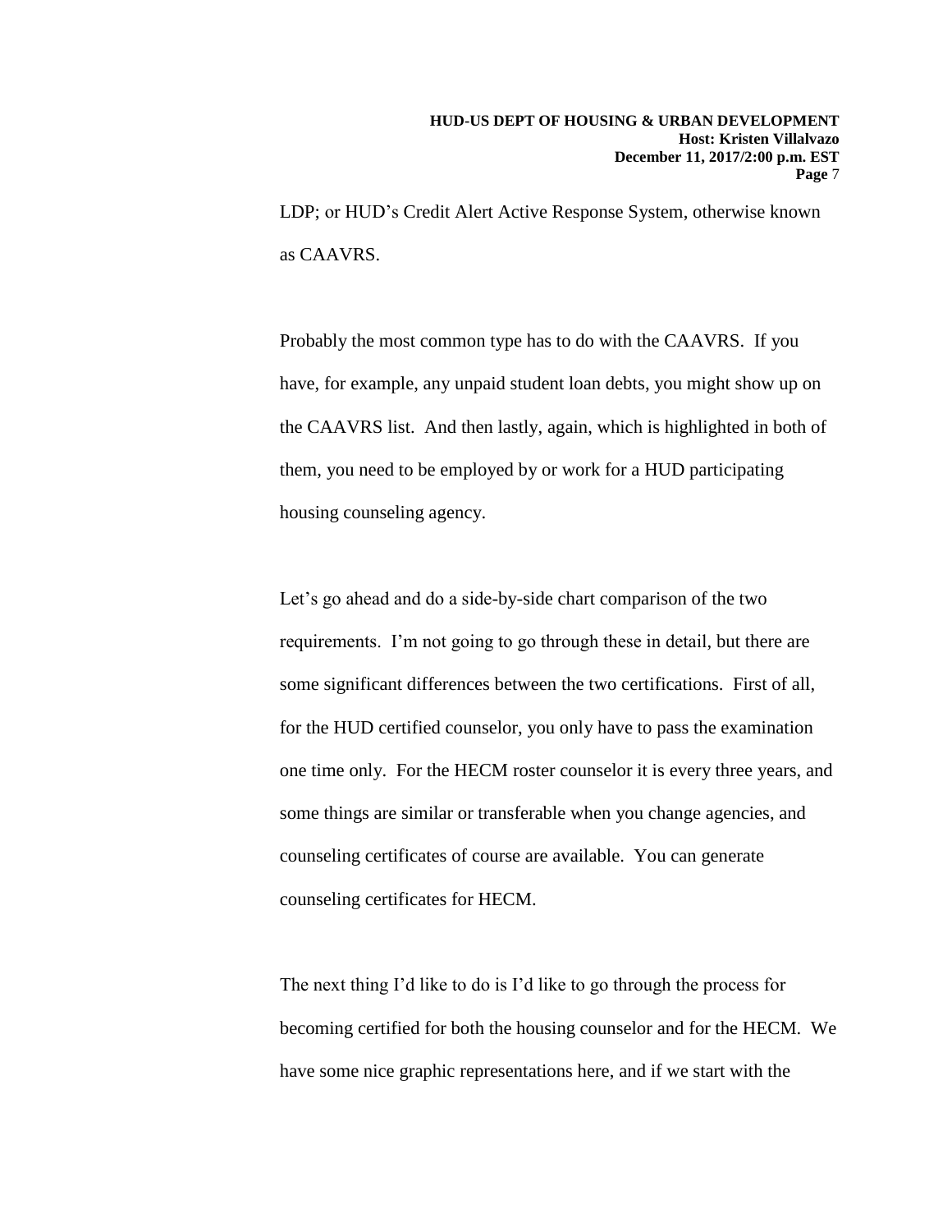LDP; or HUD's Credit Alert Active Response System, otherwise known as CAAVRS.

Probably the most common type has to do with the CAAVRS. If you have, for example, any unpaid student loan debts, you might show up on the CAAVRS list. And then lastly, again, which is highlighted in both of them, you need to be employed by or work for a HUD participating housing counseling agency.

Let's go ahead and do a side-by-side chart comparison of the two requirements. I'm not going to go through these in detail, but there are some significant differences between the two certifications. First of all, for the HUD certified counselor, you only have to pass the examination one time only. For the HECM roster counselor it is every three years, and some things are similar or transferable when you change agencies, and counseling certificates of course are available. You can generate counseling certificates for HECM.

The next thing I'd like to do is I'd like to go through the process for becoming certified for both the housing counselor and for the HECM. We have some nice graphic representations here, and if we start with the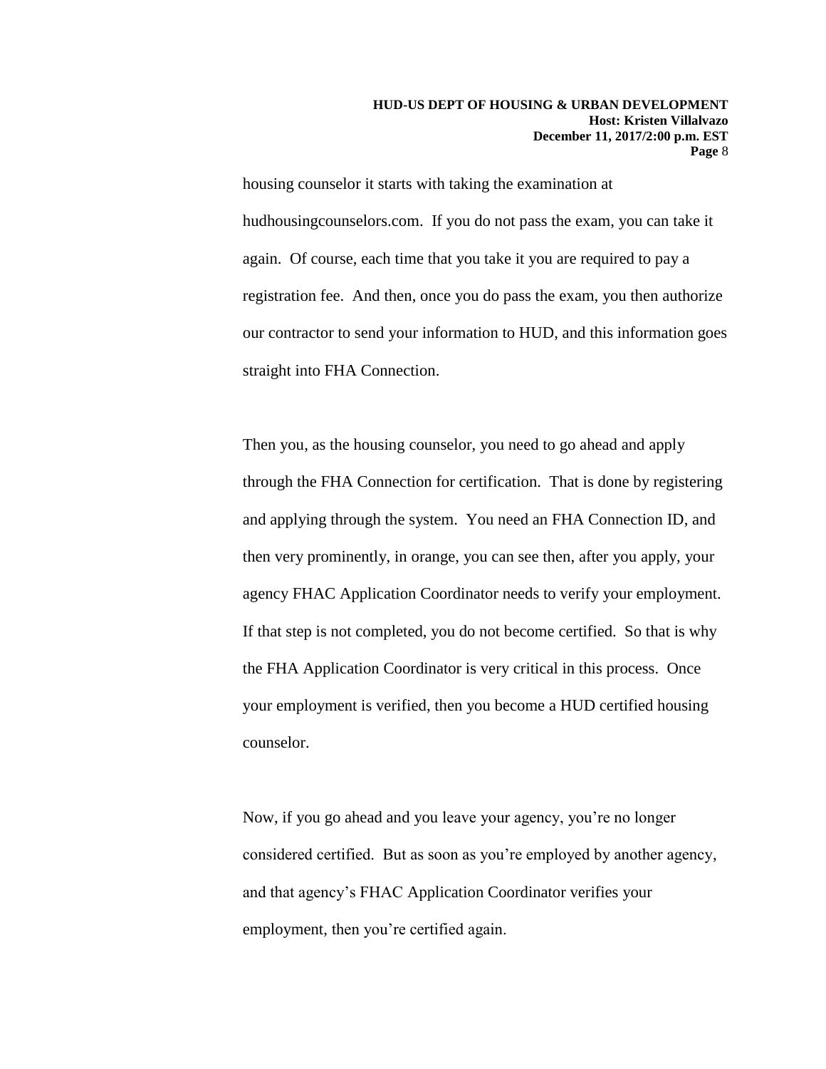housing counselor it starts with taking the examination at hudhousingcounselors.com. If you do not pass the exam, you can take it again. Of course, each time that you take it you are required to pay a registration fee. And then, once you do pass the exam, you then authorize our contractor to send your information to HUD, and this information goes straight into FHA Connection.

Then you, as the housing counselor, you need to go ahead and apply through the FHA Connection for certification. That is done by registering and applying through the system. You need an FHA Connection ID, and then very prominently, in orange, you can see then, after you apply, your agency FHAC Application Coordinator needs to verify your employment. If that step is not completed, you do not become certified. So that is why the FHA Application Coordinator is very critical in this process. Once your employment is verified, then you become a HUD certified housing counselor.

Now, if you go ahead and you leave your agency, you're no longer considered certified. But as soon as you're employed by another agency, and that agency's FHAC Application Coordinator verifies your employment, then you're certified again.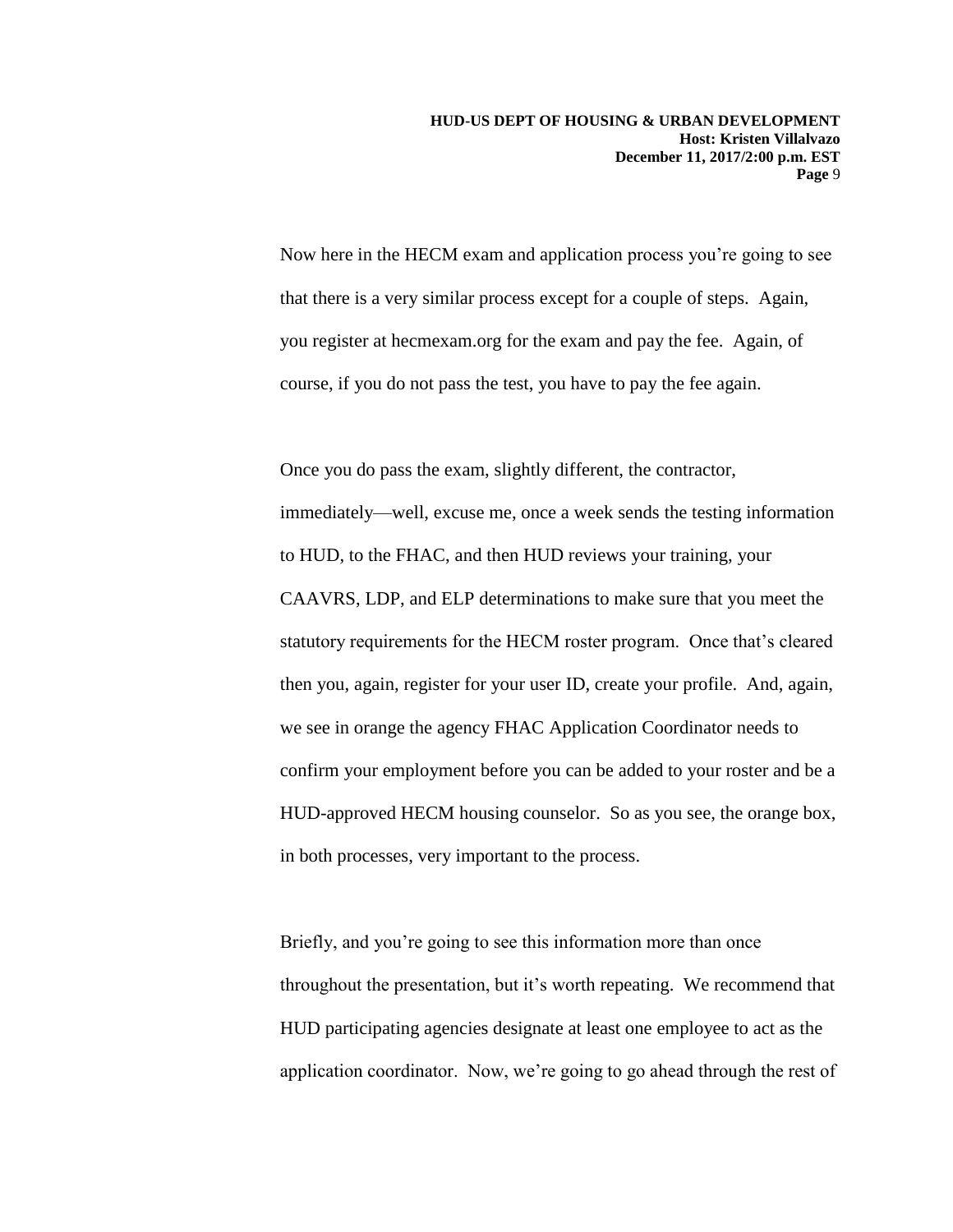Now here in the HECM exam and application process you're going to see that there is a very similar process except for a couple of steps. Again, you register at hecmexam.org for the exam and pay the fee. Again, of course, if you do not pass the test, you have to pay the fee again.

Once you do pass the exam, slightly different, the contractor, immediately—well, excuse me, once a week sends the testing information to HUD, to the FHAC, and then HUD reviews your training, your CAAVRS, LDP, and ELP determinations to make sure that you meet the statutory requirements for the HECM roster program. Once that's cleared then you, again, register for your user ID, create your profile. And, again, we see in orange the agency FHAC Application Coordinator needs to confirm your employment before you can be added to your roster and be a HUD-approved HECM housing counselor. So as you see, the orange box, in both processes, very important to the process.

Briefly, and you're going to see this information more than once throughout the presentation, but it's worth repeating. We recommend that HUD participating agencies designate at least one employee to act as the application coordinator. Now, we're going to go ahead through the rest of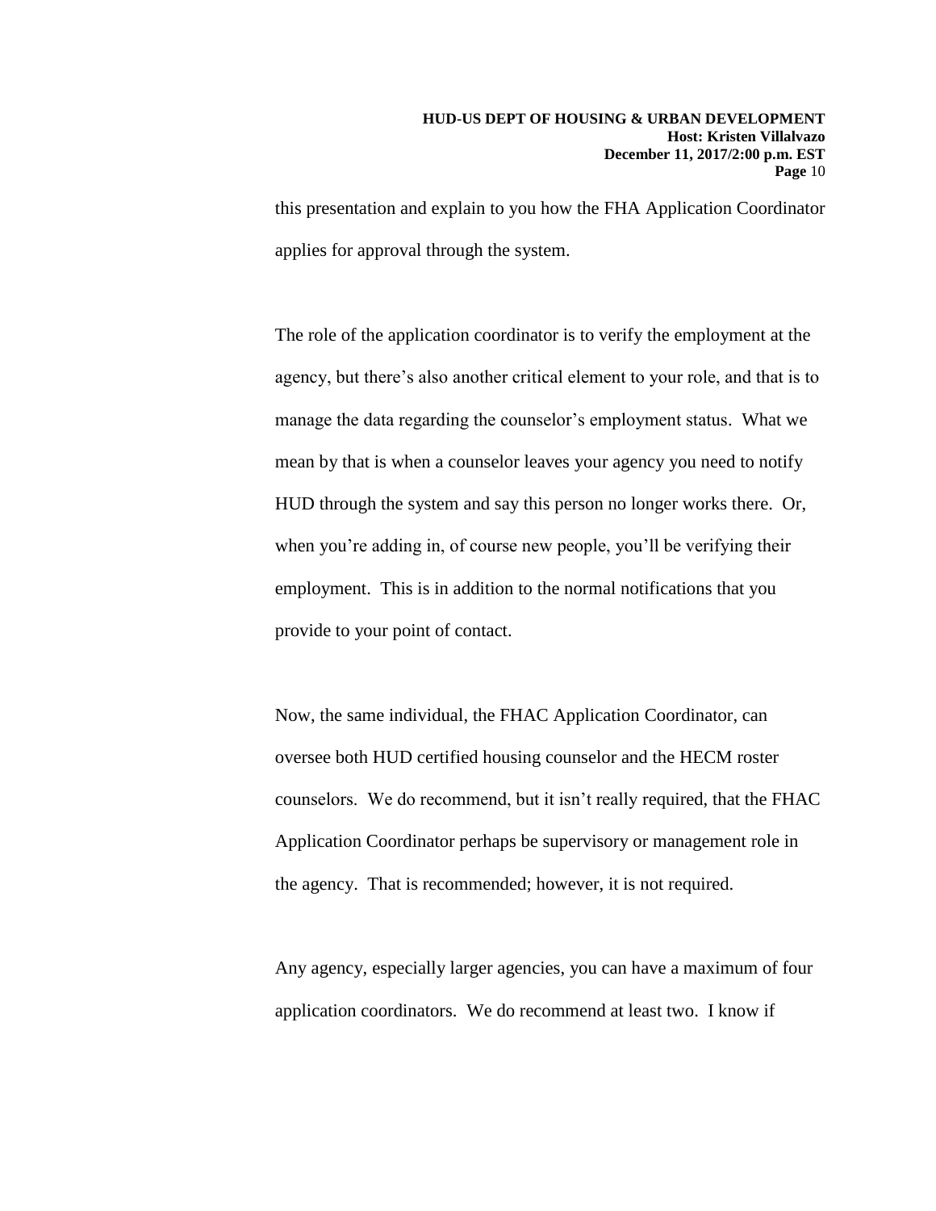this presentation and explain to you how the FHA Application Coordinator applies for approval through the system.

The role of the application coordinator is to verify the employment at the agency, but there's also another critical element to your role, and that is to manage the data regarding the counselor's employment status. What we mean by that is when a counselor leaves your agency you need to notify HUD through the system and say this person no longer works there. Or, when you're adding in, of course new people, you'll be verifying their employment. This is in addition to the normal notifications that you provide to your point of contact.

Now, the same individual, the FHAC Application Coordinator, can oversee both HUD certified housing counselor and the HECM roster counselors. We do recommend, but it isn't really required, that the FHAC Application Coordinator perhaps be supervisory or management role in the agency. That is recommended; however, it is not required.

Any agency, especially larger agencies, you can have a maximum of four application coordinators. We do recommend at least two. I know if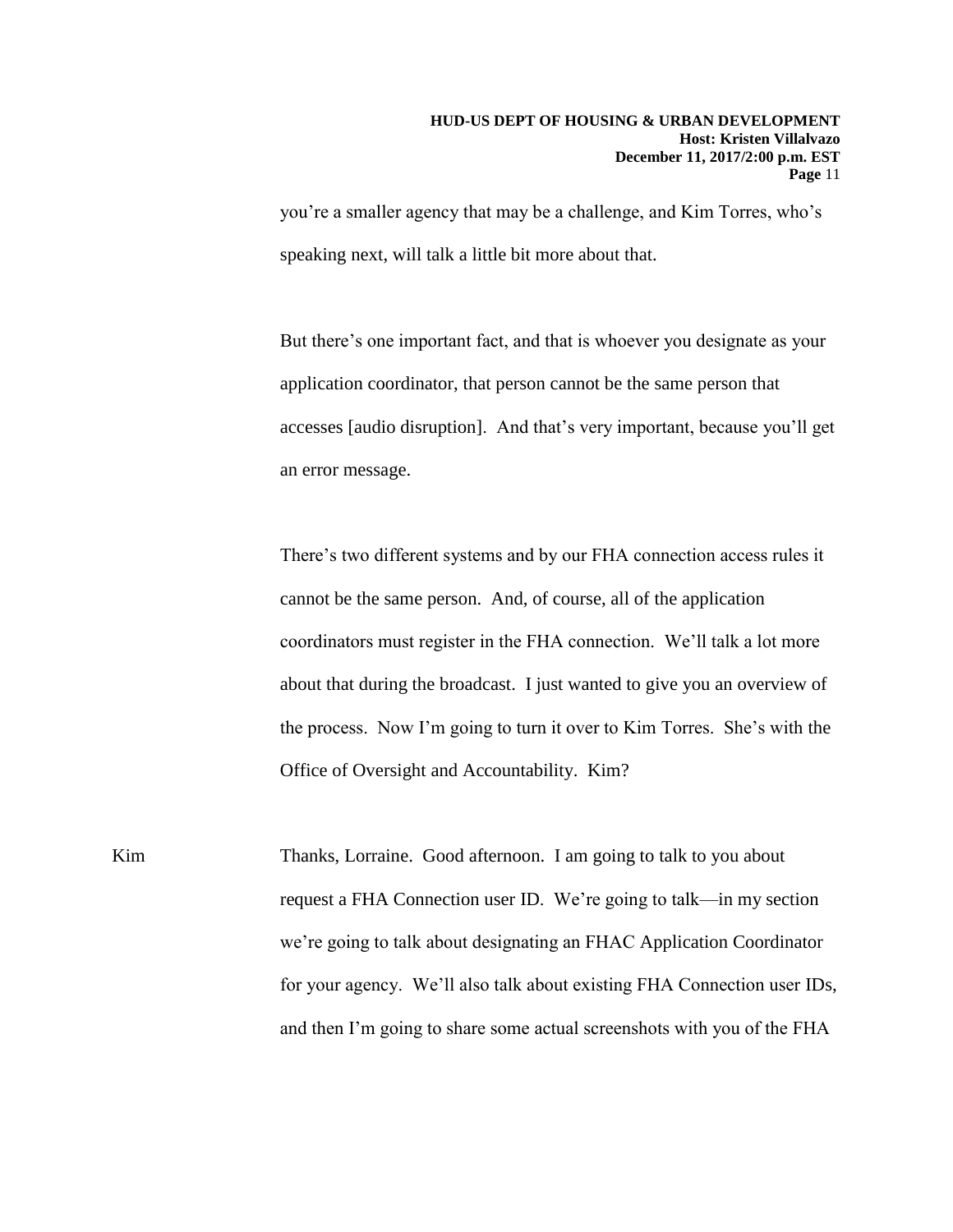you're a smaller agency that may be a challenge, and Kim Torres, who's speaking next, will talk a little bit more about that.

But there's one important fact, and that is whoever you designate as your application coordinator, that person cannot be the same person that accesses [audio disruption]. And that's very important, because you'll get an error message.

There's two different systems and by our FHA connection access rules it cannot be the same person. And, of course, all of the application coordinators must register in the FHA connection. We'll talk a lot more about that during the broadcast. I just wanted to give you an overview of the process. Now I'm going to turn it over to Kim Torres. She's with the Office of Oversight and Accountability. Kim?

Kim: Thanks, Lorraine. Good afternoon. I am going to talk to you about request a FHA Connection user ID. We're going to talk—in my section we're going to talk about designating an FHAC Application Coordinator for your agency. We'll also talk about existing FHA Connection user IDs, and then I'm going to share some actual screenshots with you of the FHA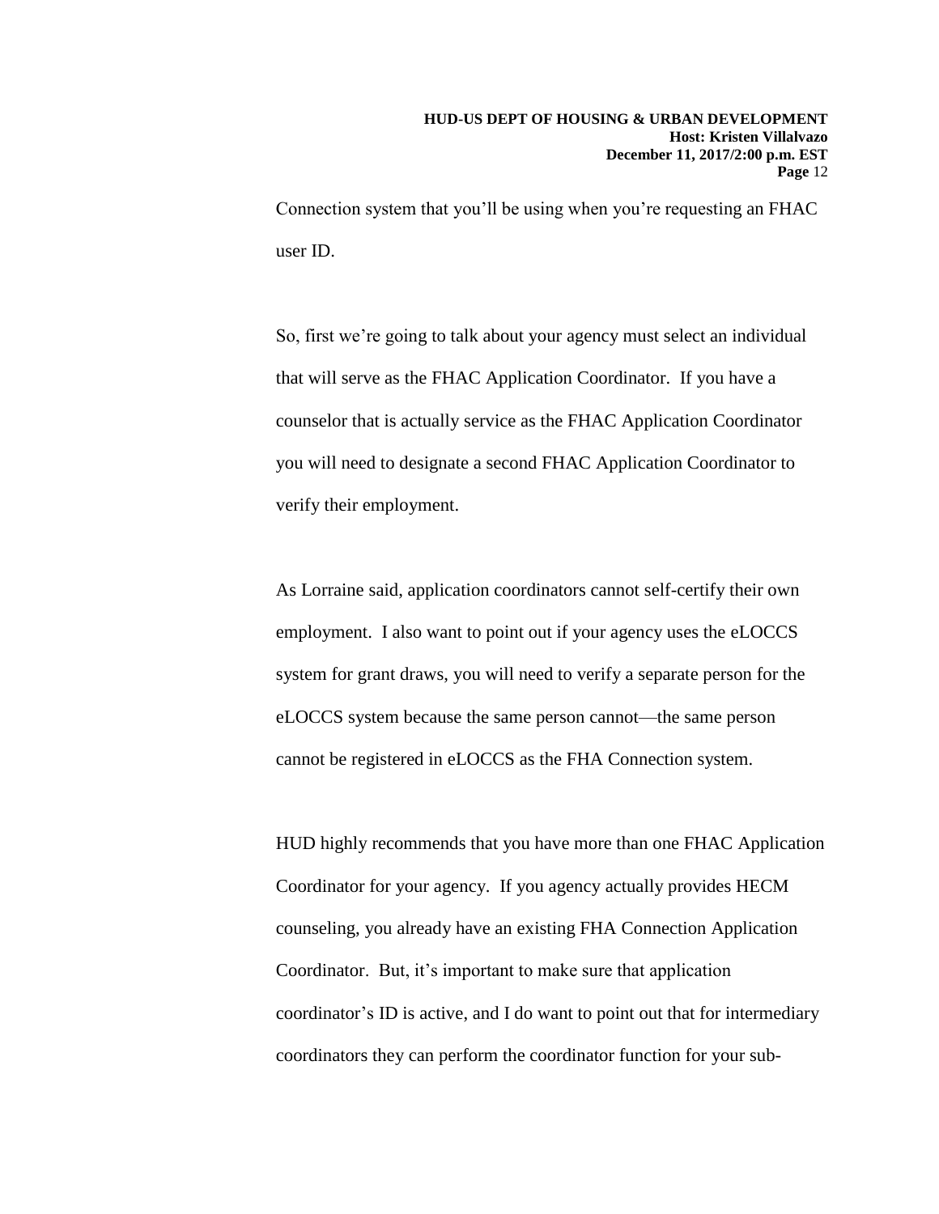Connection system that you'll be using when you're requesting an FHAC user ID.

So, first we're going to talk about your agency must select an individual that will serve as the FHAC Application Coordinator. If you have a counselor that is actually service as the FHAC Application Coordinator you will need to designate a second FHAC Application Coordinator to verify their employment.

As Lorraine said, application coordinators cannot self-certify their own employment. I also want to point out if your agency uses the eLOCCS system for grant draws, you will need to verify a separate person for the eLOCCS system because the same person cannot—the same person cannot be registered in eLOCCS as the FHA Connection system.

HUD highly recommends that you have more than one FHAC Application Coordinator for your agency. If you agency actually provides HECM counseling, you already have an existing FHA Connection Application Coordinator. But, it's important to make sure that application coordinator's ID is active, and I do want to point out that for intermediary coordinators they can perform the coordinator function for your sub-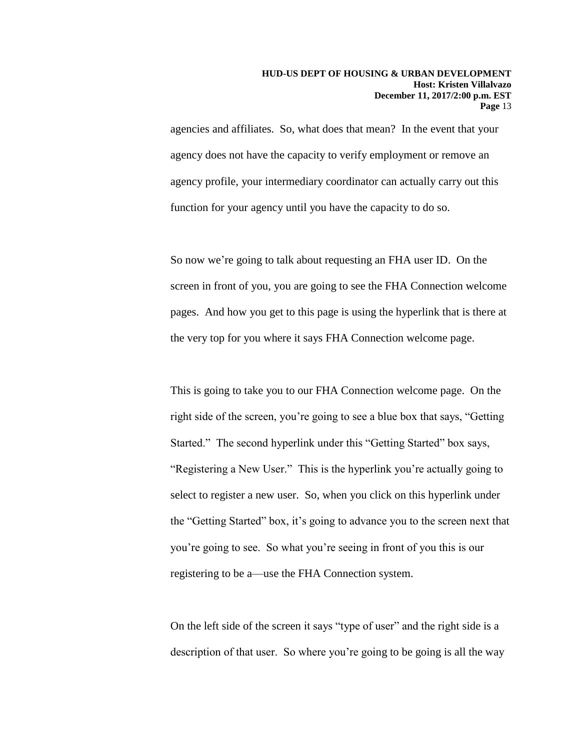agencies and affiliates. So, what does that mean? In the event that your agency does not have the capacity to verify employment or remove an agency profile, your intermediary coordinator can actually carry out this function for your agency until you have the capacity to do so.

So now we're going to talk about requesting an FHA user ID. On the screen in front of you, you are going to see the FHA Connection welcome pages. And how you get to this page is using the hyperlink that is there at the very top for you where it says FHA Connection welcome page.

This is going to take you to our FHA Connection welcome page. On the right side of the screen, you're going to see a blue box that says, "Getting Started." The second hyperlink under this "Getting Started" box says, "Registering a New User." This is the hyperlink you're actually going to select to register a new user. So, when you click on this hyperlink under the "Getting Started" box, it's going to advance you to the screen next that you're going to see. So what you're seeing in front of you this is our registering to be a—use the FHA Connection system.

On the left side of the screen it says "type of user" and the right side is a description of that user. So where you're going to be going is all the way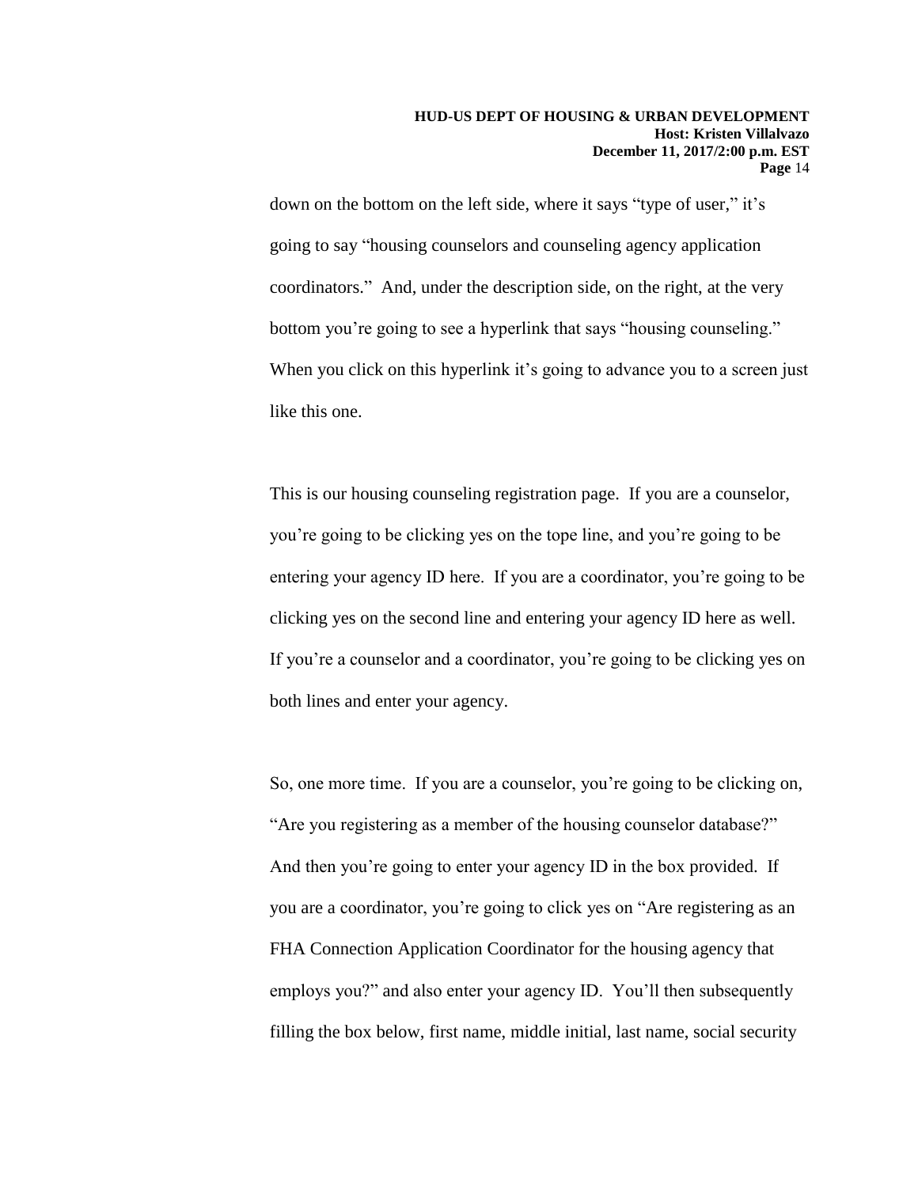down on the bottom on the left side, where it says “type of user,” it’s going to say “housing counselors and counseling agency application coordinators.” And, under the description side, on the right, at the very bottom you’re going to see a hyperlink that says “housing counseling.” When you click on this hyperlink it’s going to advance you to a screen just like this one.

This is our housing counseling registration page. If you are a counselor, you’re going to be clicking yes on the tope line, and you’re going to be entering your agency ID here. If you are a coordinator, you’re going to be clicking yes on the second line and entering your agency ID here as well. If you’re a counselor and a coordinator, you’re going to be clicking yes on both lines and enter your agency.

So, one more time. If you are a counselor, you’re going to be clicking on, “Are you registering as a member of the housing counselor database?” And then you’re going to enter your agency ID in the box provided. If you are a coordinator, you’re going to click yes on “Are registering as an FHA Connection Application Coordinator for the housing agency that employs you?” and also enter your agency ID. You’ll then subsequently filling the box below, first name, middle initial, last name, social security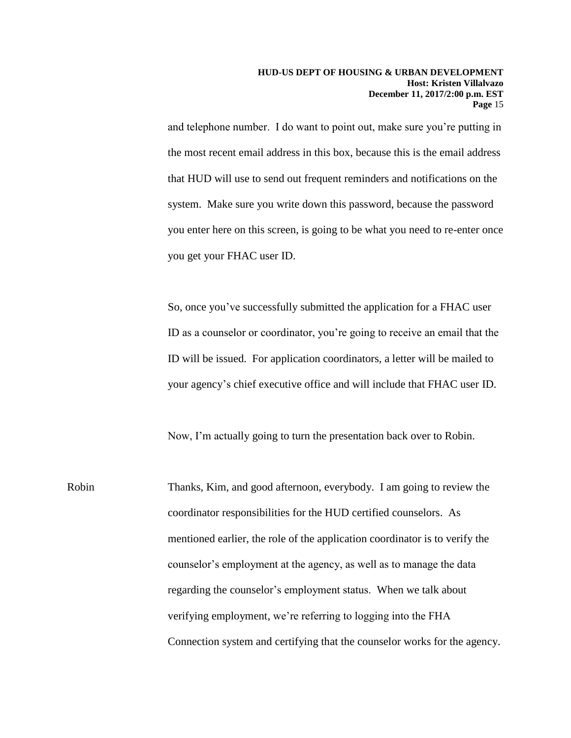and telephone number. I do want to point out, make sure you're putting in the most recent email address in this box, because this is the email address that HUD will use to send out frequent reminders and notifications on the system. Make sure you write down this password, because the password you enter here on this screen, is going to be what you need to re-enter once you get your FHAC user ID.

So, once you've successfully submitted the application for a FHAC user ID as a counselor or coordinator, you're going to receive an email that the ID will be issued. For application coordinators, a letter will be mailed to your agency's chief executive office and will include that FHAC user ID.

Now, I'm actually going to turn the presentation back over to Robin.

Robin: Thanks, Kim, and good afternoon, everybody. I am going to review the coordinator responsibilities for the HUD certified counselors. As mentioned earlier, the role of the application coordinator is to verify the counselor's employment at the agency, as well as to manage the data regarding the counselor's employment status. When we talk about verifying employment, we're referring to logging into the FHA Connection system and certifying that the counselor works for the agency.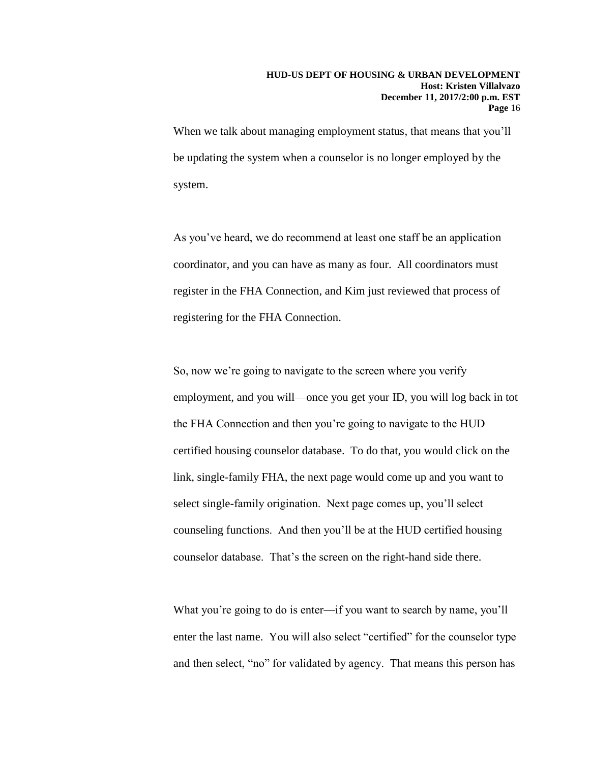When we talk about managing employment status, that means that you'll be updating the system when a counselor is no longer employed by the system.

As you've heard, we do recommend at least one staff be an application coordinator, and you can have as many as four. All coordinators must register in the FHA Connection, and Kim just reviewed that process of registering for the FHA Connection.

So, now we're going to navigate to the screen where you verify employment, and you will—once you get your ID, you will log back in tot the FHA Connection and then you're going to navigate to the HUD certified housing counselor database. To do that, you would click on the link, single-family FHA, the next page would come up and you want to select single-family origination. Next page comes up, you'll select counseling functions. And then you'll be at the HUD certified housing counselor database. That's the screen on the right-hand side there.

What you're going to do is enter—if you want to search by name, you'll enter the last name. You will also select "certified" for the counselor type and then select, "no" for validated by agency. That means this person has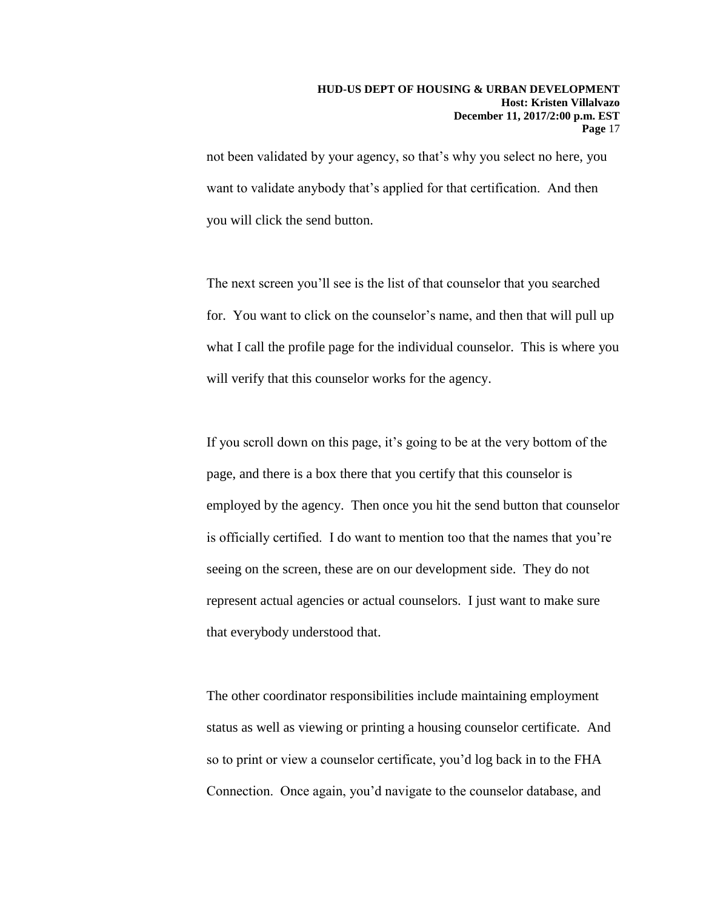not been validated by your agency, so that's why you select no here, you want to validate anybody that's applied for that certification. And then you will click the send button.

The next screen you'll see is the list of that counselor that you searched for. You want to click on the counselor's name, and then that will pull up what I call the profile page for the individual counselor. This is where you will verify that this counselor works for the agency.

If you scroll down on this page, it's going to be at the very bottom of the page, and there is a box there that you certify that this counselor is employed by the agency. Then once you hit the send button that counselor is officially certified. I do want to mention too that the names that you're seeing on the screen, these are on our development side. They do not represent actual agencies or actual counselors. I just want to make sure that everybody understood that.

The other coordinator responsibilities include maintaining employment status as well as viewing or printing a housing counselor certificate. And so to print or view a counselor certificate, you'd log back in to the FHA Connection. Once again, you'd navigate to the counselor database, and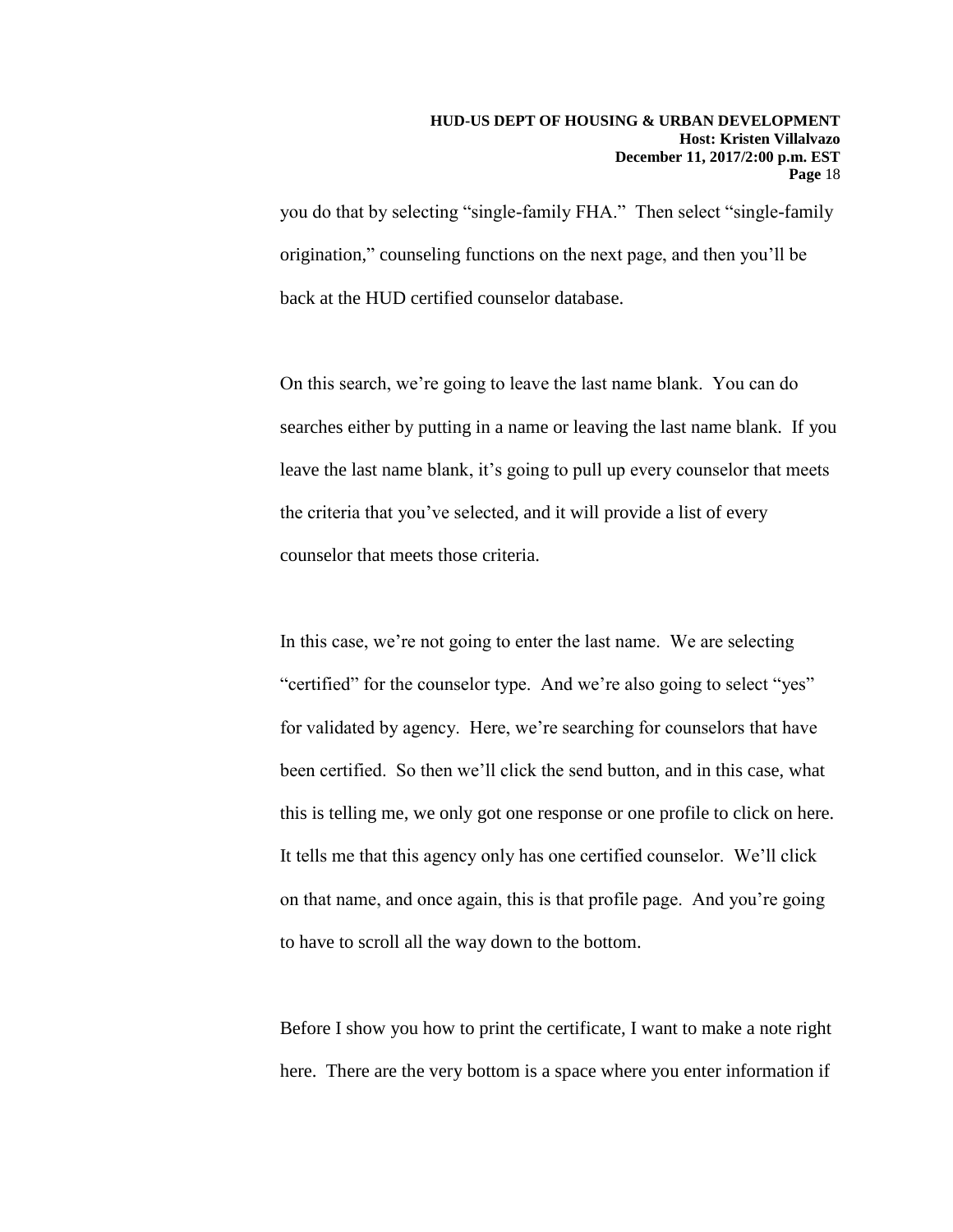you do that by selecting "single-family FHA." Then select "single-family origination," counseling functions on the next page, and then you'll be back at the HUD certified counselor database.

On this search, we're going to leave the last name blank. You can do searches either by putting in a name or leaving the last name blank. If you leave the last name blank, it's going to pull up every counselor that meets the criteria that you've selected, and it will provide a list of every counselor that meets those criteria.

In this case, we're not going to enter the last name. We are selecting "certified" for the counselor type. And we're also going to select "yes" for validated by agency. Here, we're searching for counselors that have been certified. So then we'll click the send button, and in this case, what this is telling me, we only got one response or one profile to click on here. It tells me that this agency only has one certified counselor. We'll click on that name, and once again, this is that profile page. And you're going to have to scroll all the way down to the bottom.

Before I show you how to print the certificate, I want to make a note right here. There are the very bottom is a space where you enter information if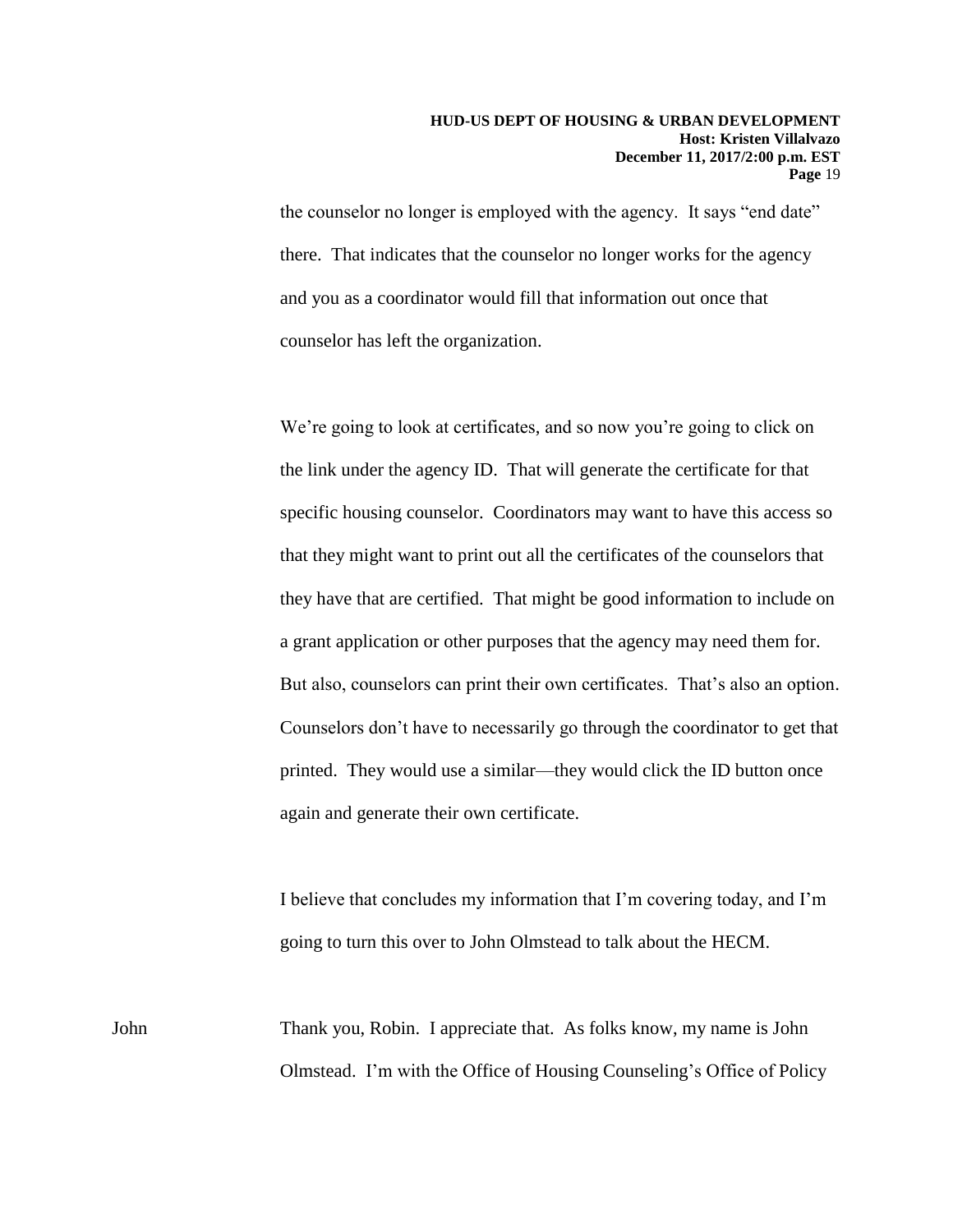the counselor no longer is employed with the agency. It says "end date" there. That indicates that the counselor no longer works for the agency and you as a coordinator would fill that information out once that counselor has left the organization.

We're going to look at certificates, and so now you're going to click on the link under the agency ID. That will generate the certificate for that specific housing counselor. Coordinators may want to have this access so that they might want to print out all the certificates of the counselors that they have that are certified. That might be good information to include on a grant application or other purposes that the agency may need them for. But also, counselors can print their own certificates. That's also an option. Counselors don't have to necessarily go through the coordinator to get that printed. They would use a similar—they would click the ID button once again and generate their own certificate.

I believe that concludes my information that I'm covering today, and I'm going to turn this over to John Olmstead to talk about the HECM.

John Thank you, Robin. I appreciate that. As folks know, my name is John Olmstead. I'm with the Office of Housing Counseling's Office of Policy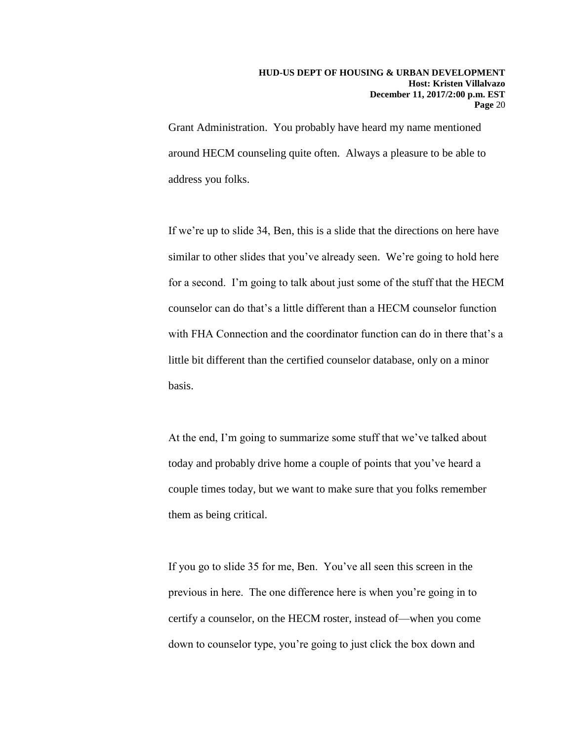Grant Administration. You probably have heard my name mentioned around HECM counseling quite often. Always a pleasure to be able to address you folks.

If we're up to slide 34, Ben, this is a slide that the directions on here have similar to other slides that you've already seen. We're going to hold here for a second. I'm going to talk about just some of the stuff that the HECM counselor can do that's a little different than a HECM counselor function with FHA Connection and the coordinator function can do in there that's a little bit different than the certified counselor database, only on a minor basis.

At the end, I'm going to summarize some stuff that we've talked about today and probably drive home a couple of points that you've heard a couple times today, but we want to make sure that you folks remember them as being critical.

If you go to slide 35 for me, Ben. You've all seen this screen in the previous in here. The one difference here is when you're going in to certify a counselor, on the HECM roster, instead of—when you come down to counselor type, you're going to just click the box down and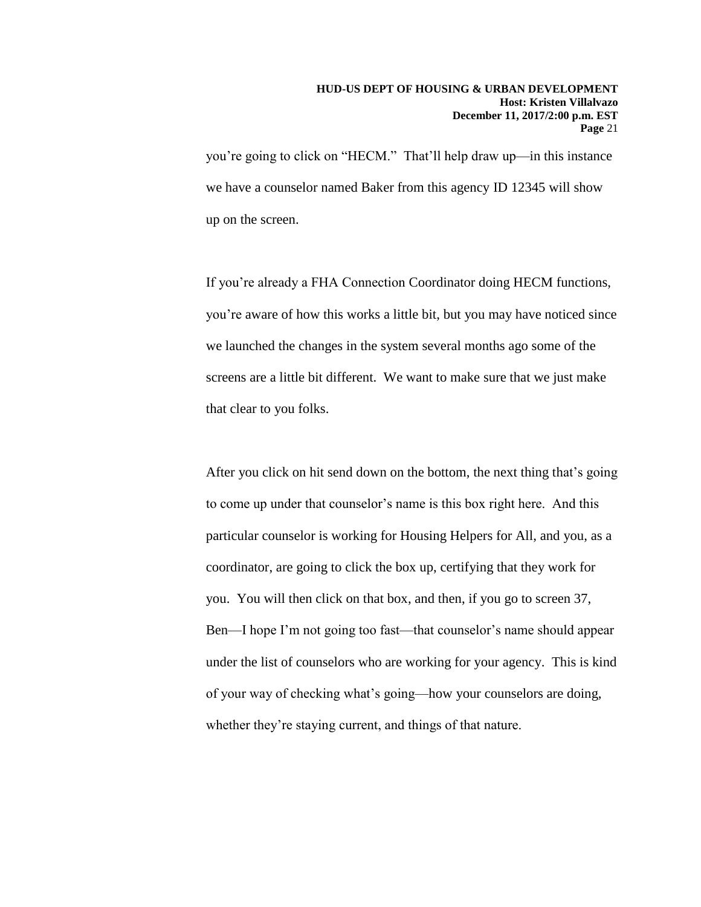you're going to click on "HECM." That'll help draw up—in this instance we have a counselor named Baker from this agency ID 12345 will show up on the screen.

If you're already a FHA Connection Coordinator doing HECM functions, you're aware of how this works a little bit, but you may have noticed since we launched the changes in the system several months ago some of the screens are a little bit different. We want to make sure that we just make that clear to you folks.

After you click on hit send down on the bottom, the next thing that's going to come up under that counselor's name is this box right here. And this particular counselor is working for Housing Helpers for All, and you, as a coordinator, are going to click the box up, certifying that they work for you. You will then click on that box, and then, if you go to screen 37, Ben—I hope I'm not going too fast—that counselor's name should appear under the list of counselors who are working for your agency. This is kind of your way of checking what's going—how your counselors are doing, whether they're staying current, and things of that nature.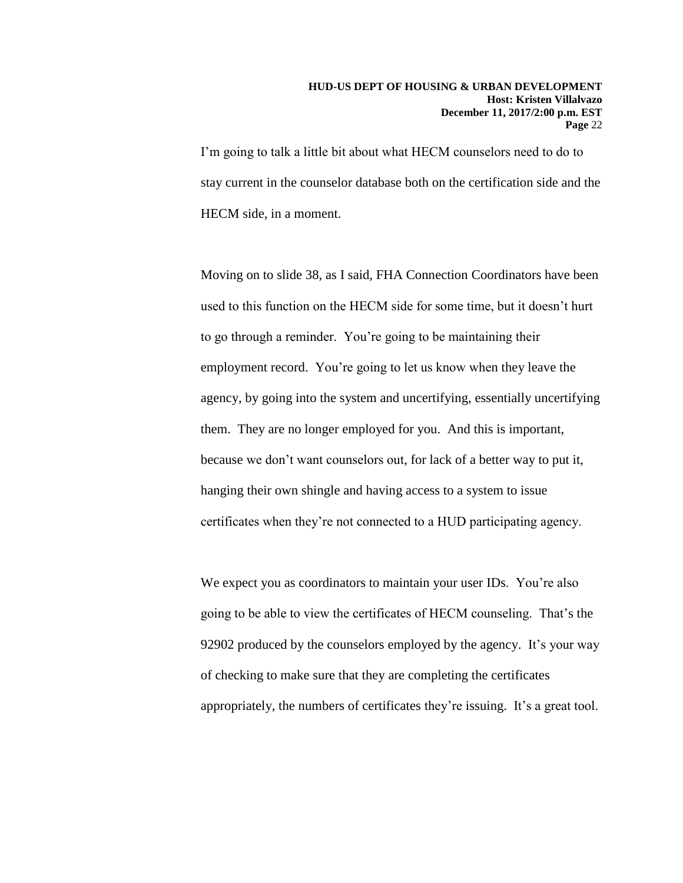I'm going to talk a little bit about what HECM counselors need to do to stay current in the counselor database both on the certification side and the HECM side, in a moment.

Moving on to slide 38, as I said, FHA Connection Coordinators have been used to this function on the HECM side for some time, but it doesn't hurt to go through a reminder. You're going to be maintaining their employment record. You're going to let us know when they leave the agency, by going into the system and uncertifying, essentially uncertifying them. They are no longer employed for you. And this is important, because we don't want counselors out, for lack of a better way to put it, hanging their own shingle and having access to a system to issue certificates when they're not connected to a HUD participating agency.

We expect you as coordinators to maintain your user IDs. You're also going to be able to view the certificates of HECM counseling. That's the 92902 produced by the counselors employed by the agency. It's your way of checking to make sure that they are completing the certificates appropriately, the numbers of certificates they're issuing. It's a great tool.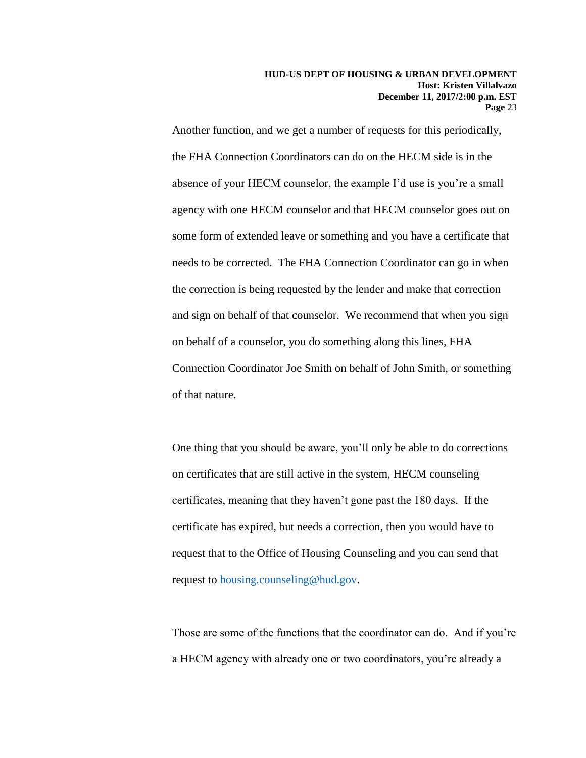Another function, and we get a number of requests for this periodically, the FHA Connection Coordinators can do on the HECM side is in the absence of your HECM counselor, the example I'd use is you're a small agency with one HECM counselor and that HECM counselor goes out on some form of extended leave or something and you have a certificate that needs to be corrected. The FHA Connection Coordinator can go in when the correction is being requested by the lender and make that correction and sign on behalf of that counselor. We recommend that when you sign on behalf of a counselor, you do something along this lines, FHA Connection Coordinator Joe Smith on behalf of John Smith, or something of that nature.

One thing that you should be aware, you'll only be able to do corrections on certificates that are still active in the system, HECM counseling certificates, meaning that they haven't gone past the 180 days. If the certificate has expired, but needs a correction, then you would have to request that to the Office of Housing Counseling and you can send that request to [housing.counseling@hud.gov](mailto:housing.counseling@hud.gov).

Those are some of the functions that the coordinator can do. And if you're a HECM agency with already one or two coordinators, you're already a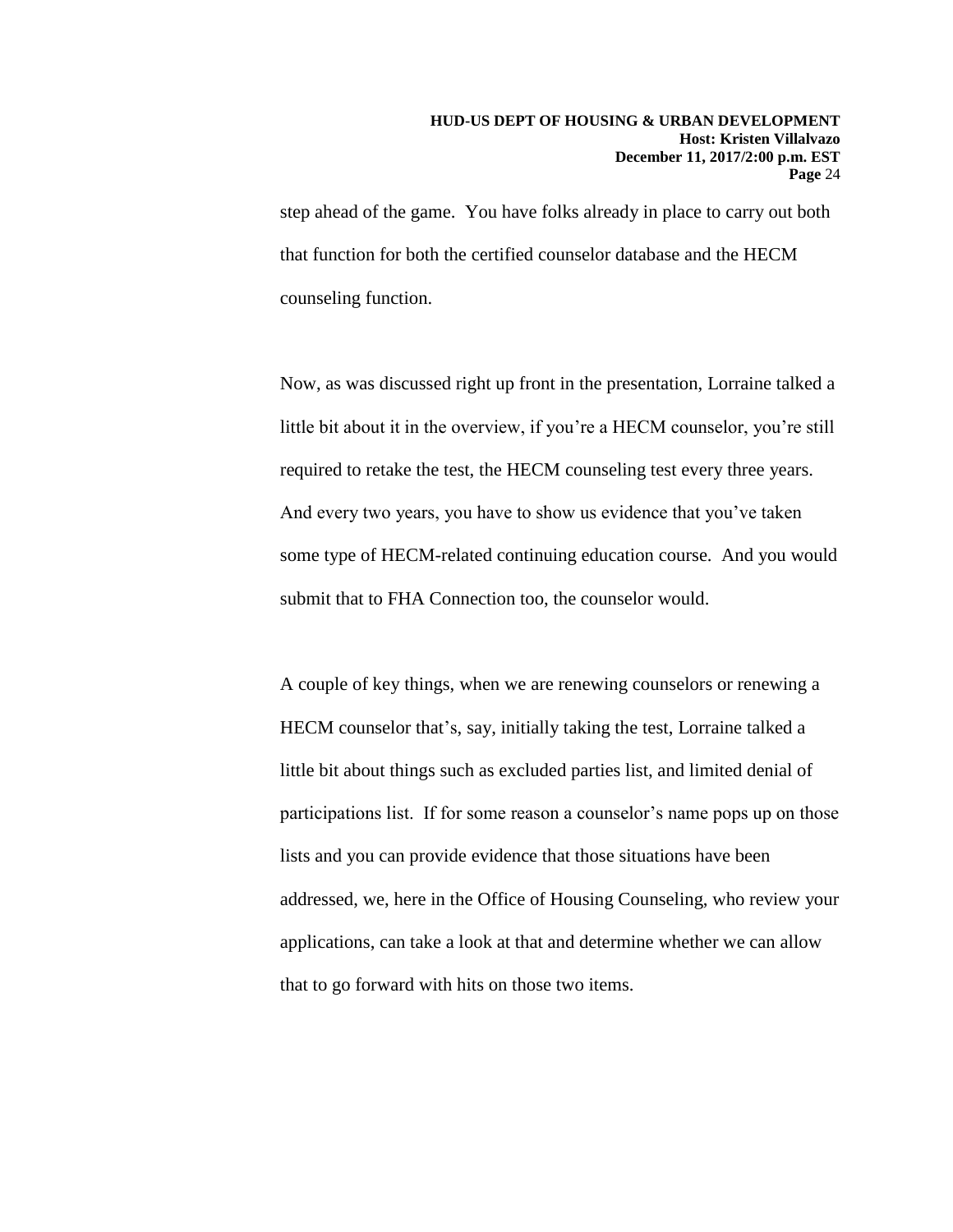step ahead of the game. You have folks already in place to carry out both that function for both the certified counselor database and the HECM counseling function.

Now, as was discussed right up front in the presentation, Lorraine talked a little bit about it in the overview, if you're a HECM counselor, you're still required to retake the test, the HECM counseling test every three years. And every two years, you have to show us evidence that you've taken some type of HECM-related continuing education course. And you would submit that to FHA Connection too, the counselor would.

A couple of key things, when we are renewing counselors or renewing a HECM counselor that's, say, initially taking the test, Lorraine talked a little bit about things such as excluded parties list, and limited denial of participations list. If for some reason a counselor's name pops up on those lists and you can provide evidence that those situations have been addressed, we, here in the Office of Housing Counseling, who review your applications, can take a look at that and determine whether we can allow that to go forward with hits on those two items.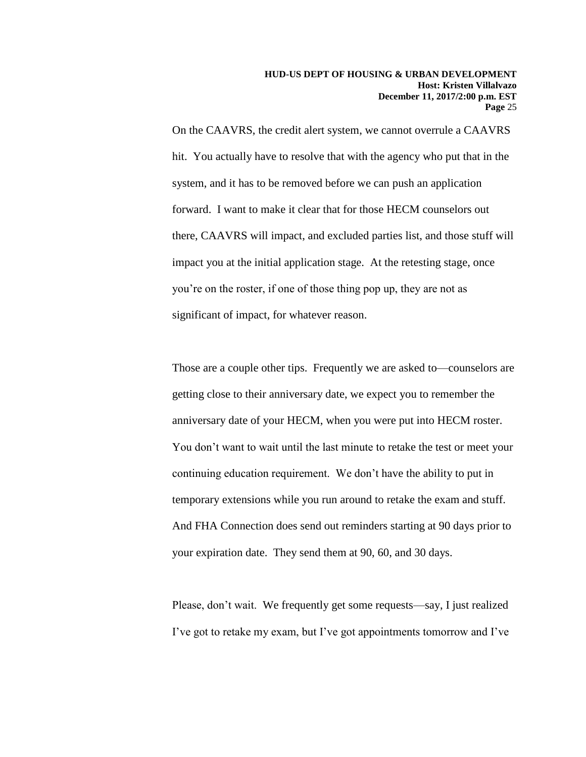On the CAAVRS, the credit alert system, we cannot overrule a CAAVRS hit. You actually have to resolve that with the agency who put that in the system, and it has to be removed before we can push an application forward. I want to make it clear that for those HECM counselors out there, CAAVRS will impact, and excluded parties list, and those stuff will impact you at the initial application stage. At the retesting stage, once you're on the roster, if one of those thing pop up, they are not as significant of impact, for whatever reason.

Those are a couple other tips. Frequently we are asked to—counselors are getting close to their anniversary date, we expect you to remember the anniversary date of your HECM, when you were put into HECM roster. You don't want to wait until the last minute to retake the test or meet your continuing education requirement. We don't have the ability to put in temporary extensions while you run around to retake the exam and stuff. And FHA Connection does send out reminders starting at 90 days prior to your expiration date. They send them at 90, 60, and 30 days.

Please, don't wait. We frequently get some requests—say, I just realized I've got to retake my exam, but I've got appointments tomorrow and I've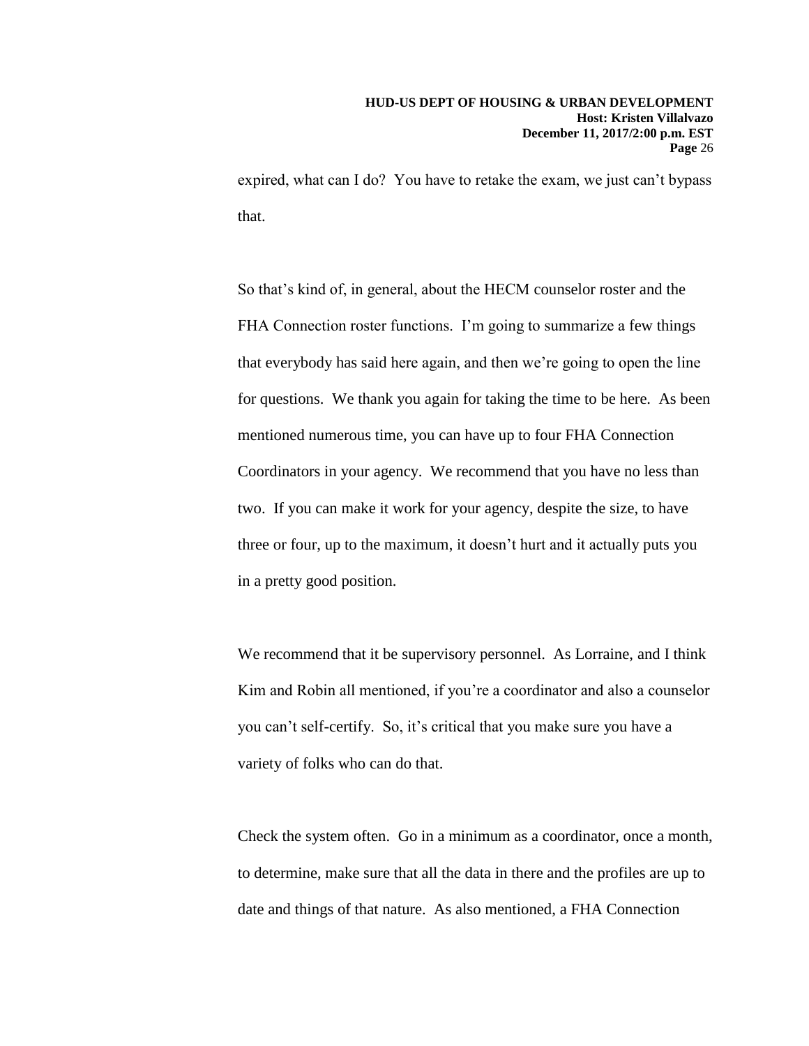expired, what can I do? You have to retake the exam, we just can't bypass that.

So that's kind of, in general, about the HECM counselor roster and the FHA Connection roster functions. I'm going to summarize a few things that everybody has said here again, and then we're going to open the line for questions. We thank you again for taking the time to be here. As been mentioned numerous time, you can have up to four FHA Connection Coordinators in your agency. We recommend that you have no less than two. If you can make it work for your agency, despite the size, to have three or four, up to the maximum, it doesn't hurt and it actually puts you in a pretty good position.

We recommend that it be supervisory personnel. As Lorraine, and I think Kim and Robin all mentioned, if you're a coordinator and also a counselor you can't self-certify. So, it's critical that you make sure you have a variety of folks who can do that.

Check the system often. Go in a minimum as a coordinator, once a month, to determine, make sure that all the data in there and the profiles are up to date and things of that nature. As also mentioned, a FHA Connection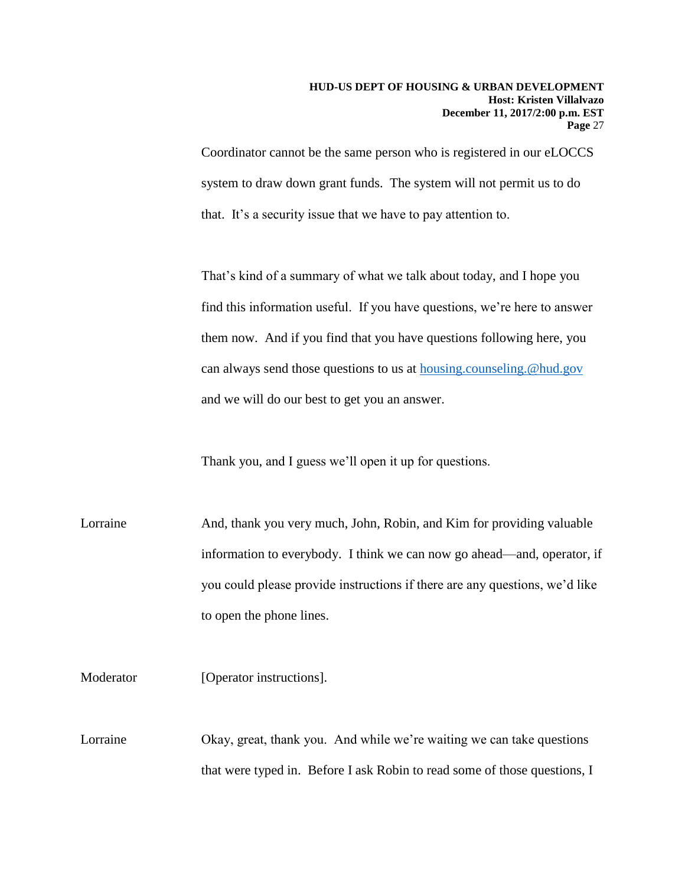Coordinator cannot be the same person who is registered in our eLOCCS system to draw down grant funds. The system will not permit us to do that. It's a security issue that we have to pay attention to.

That's kind of a summary of what we talk about today, and I hope you find this information useful. If you have questions, we're here to answer them now. And if you find that you have questions following here, you can always send those questions to us at [housing.counseling.@hud.gov](mailto:housing.counseling.@hud.gov) and we will do our best to get you an answer.

Thank you, and I guess we'll open it up for questions.

Lorraine And, thank you very much, John, Robin, and Kim for providing valuable information to everybody. I think we can now go ahead—and, operator, if you could please provide instructions if there are any questions, we'd like to open the phone lines.

Moderator [Operator instructions].

Lorraine Okay, great, thank you. And while we're waiting we can take questions that were typed in. Before I ask Robin to read some of those questions, I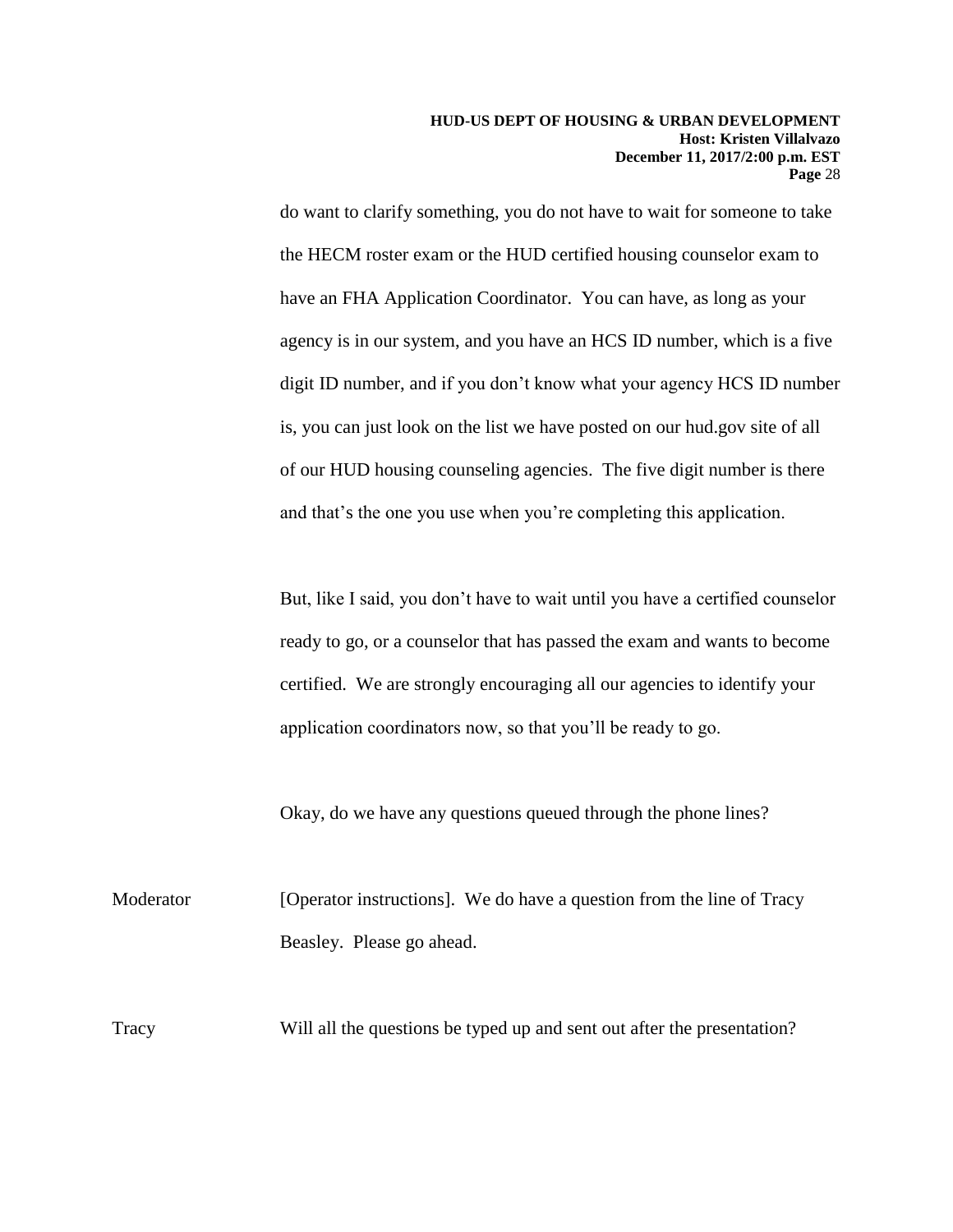do want to clarify something, you do not have to wait for someone to take the HECM roster exam or the HUD certified housing counselor exam to have an FHA Application Coordinator. You can have, as long as your agency is in our system, and you have an HCS ID number, which is a five digit ID number, and if you don't know what your agency HCS ID number is, you can just look on the list we have posted on our hud.gov site of all of our HUD housing counseling agencies. The five digit number is there and that's the one you use when you're completing this application.

But, like I said, you don't have to wait until you have a certified counselor ready to go, or a counselor that has passed the exam and wants to become certified. We are strongly encouraging all our agencies to identify your application coordinators now, so that you'll be ready to go.

Okay, do we have any questions queued through the phone lines?

Moderator [Operator instructions]. We do have a question from the line of Tracy Beasley. Please go ahead.

Tracy Will all the questions be typed up and sent out after the presentation?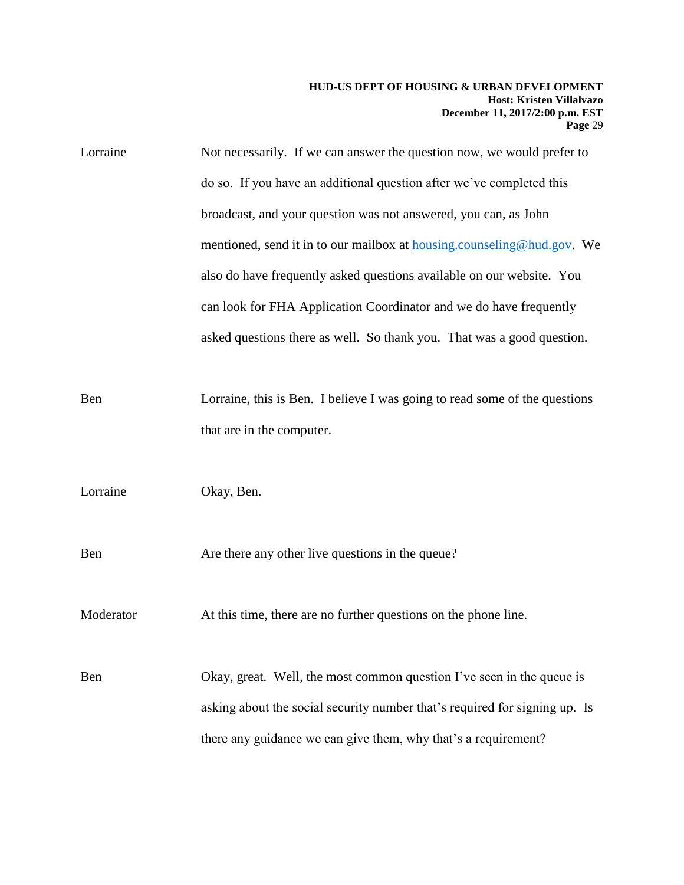Lorraine Not necessarily. If we can answer the question now, we would prefer to do so. If you have an additional question after we've completed this broadcast, and your question was not answered, you can, as John mentioned, send it in to our mailbox at housing.counseling@hud.gov. We also do have frequently asked questions available on our website. You can look for FHA Application Coordinator and we do have frequently asked questions there as well. So thank you. That was a good question.

Ben Lorraine, this is Ben. I believe I was going to read some of the questions that are in the computer.

Lorraine Okay, Ben.

Ben Are there any other live questions in the queue?

Moderator At this time, there are no further questions on the phone line.

Ben Okay, great. Well, the most common question I've seen in the queue is asking about the social security number that's required for signing up. Is there any guidance we can give them, why that's a requirement?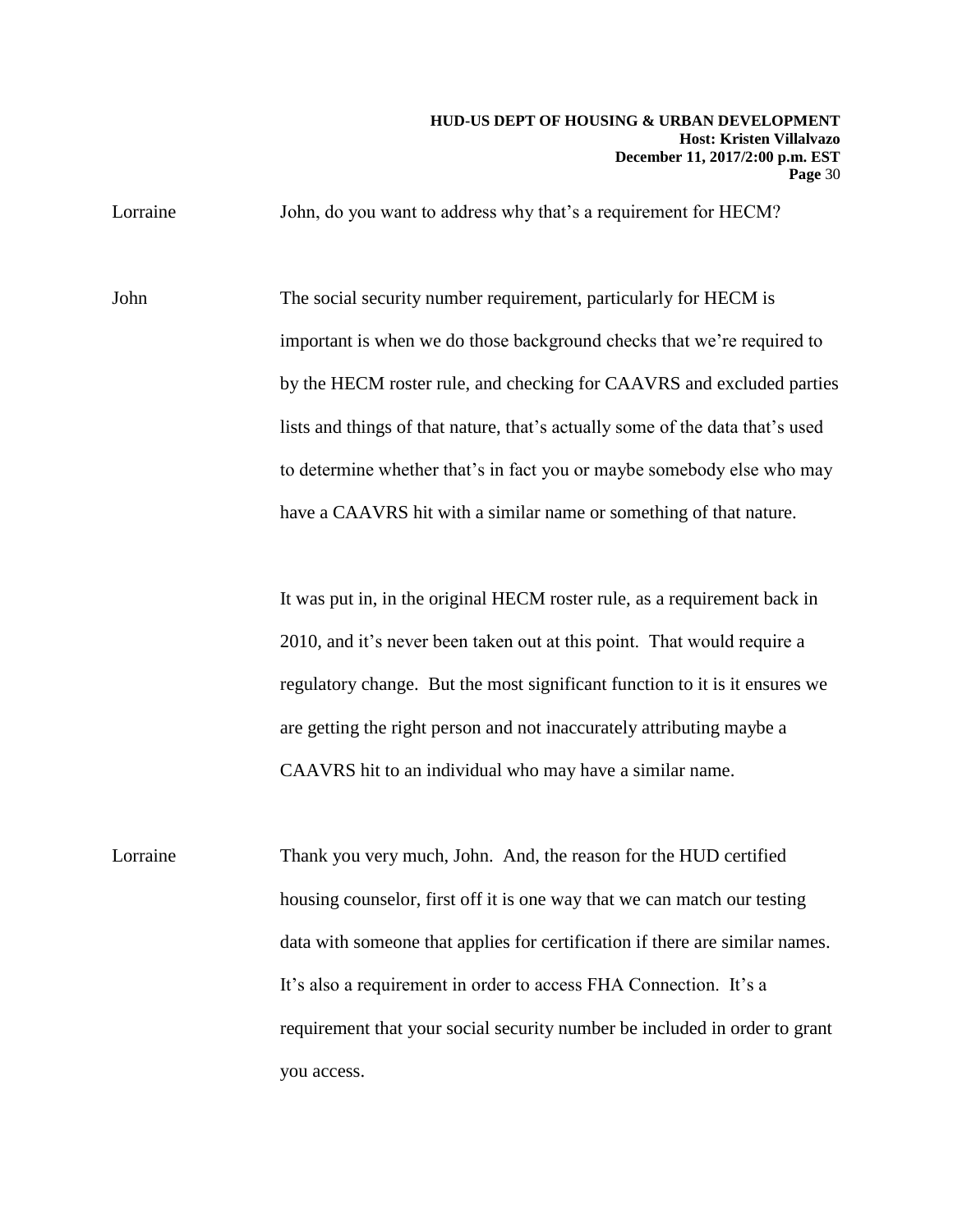Lorraine John, do you want to address why that's a requirement for HECM?

John The social security number requirement, particularly for HECM is important is when we do those background checks that we're required to by the HECM roster rule, and checking for CAAVRS and excluded parties lists and things of that nature, that's actually some of the data that's used to determine whether that's in fact you or maybe somebody else who may have a CAAVRS hit with a similar name or something of that nature.

It was put in, in the original HECM roster rule, as a requirement back in 2010, and it's never been taken out at this point. That would require a regulatory change. But the most significant function to it is it ensures we are getting the right person and not inaccurately attributing maybe a CAAVRS hit to an individual who may have a similar name.

Lorraine Thank you very much, John. And, the reason for the HUD certified housing counselor, first off it is one way that we can match our testing data with someone that applies for certification if there are similar names. It's also a requirement in order to access FHA Connection. It's a requirement that your social security number be included in order to grant you access.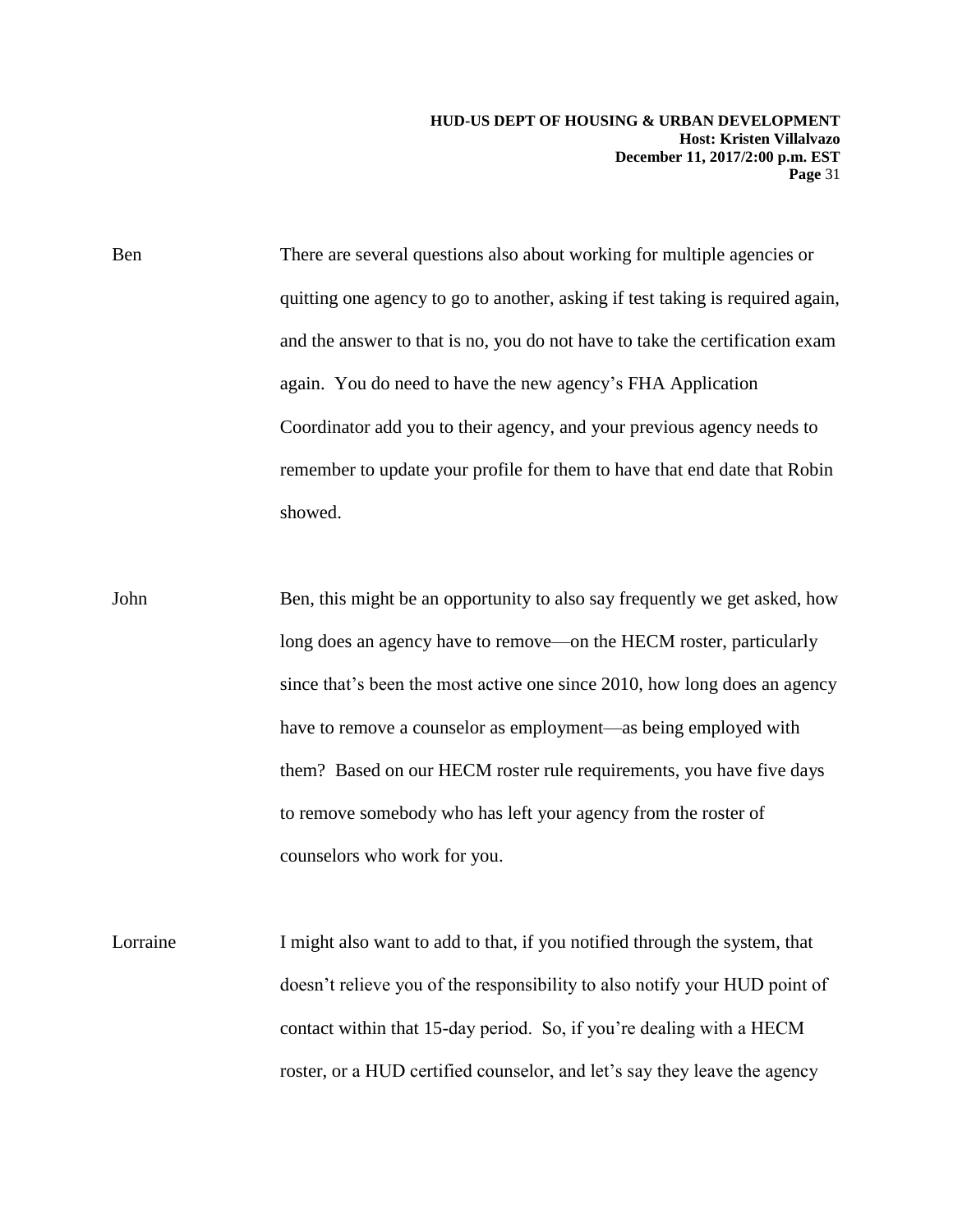Ben There are several questions also about working for multiple agencies or quitting one agency to go to another, asking if test taking is required again, and the answer to that is no, you do not have to take the certification exam again. You do need to have the new agency's FHA Application Coordinator add you to their agency, and your previous agency needs to remember to update your profile for them to have that end date that Robin showed.

John Ben, this might be an opportunity to also say frequently we get asked, how long does an agency have to remove—on the HECM roster, particularly since that's been the most active one since 2010, how long does an agency have to remove a counselor as employment—as being employed with them? Based on our HECM roster rule requirements, you have five days to remove somebody who has left your agency from the roster of counselors who work for you.

Lorraine I might also want to add to that, if you notified through the system, that doesn't relieve you of the responsibility to also notify your HUD point of contact within that 15-day period. So, if you're dealing with a HECM roster, or a HUD certified counselor, and let's say they leave the agency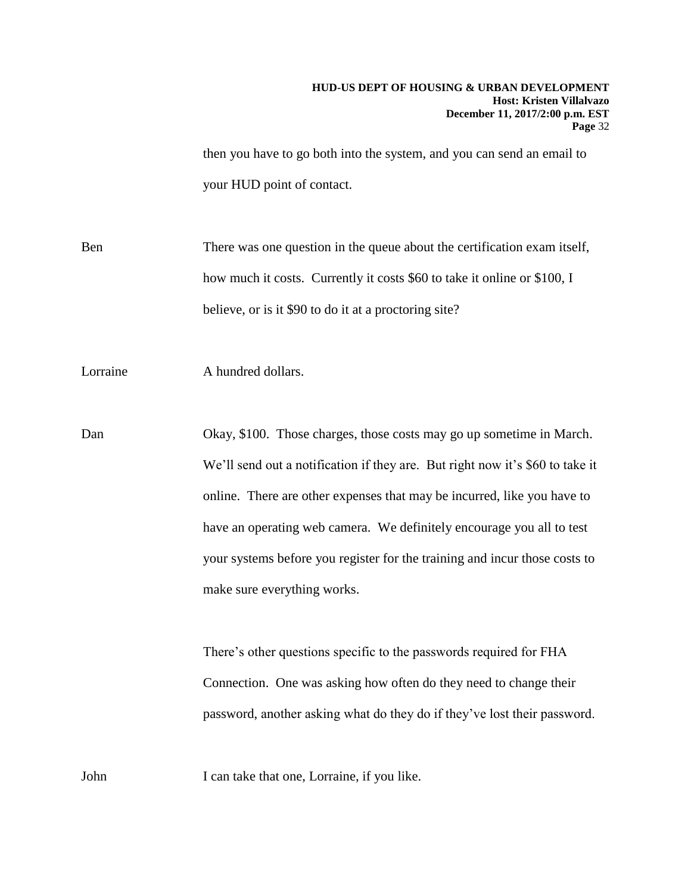then you have to go both into the system, and you can send an email to your HUD point of contact.

Ben There was one question in the queue about the certification exam itself, how much it costs. Currently it costs $60 to take it online or $100, I believe, or is it $90 to do it at a proctoring site?

Lorraine A hundred dollars.

Dan Okay, $100. Those charges, those costs may go up sometime in March. We'll send out a notification if they are. But right now it's $60 to take it online. There are other expenses that may be incurred, like you have to have an operating web camera. We definitely encourage you all to test your systems before you register for the training and incur those costs to make sure everything works.

There's other questions specific to the passwords required for FHA Connection. One was asking how often do they need to change their password, another asking what do they do if they've lost their password.

John I can take that one, Lorraine, if you like.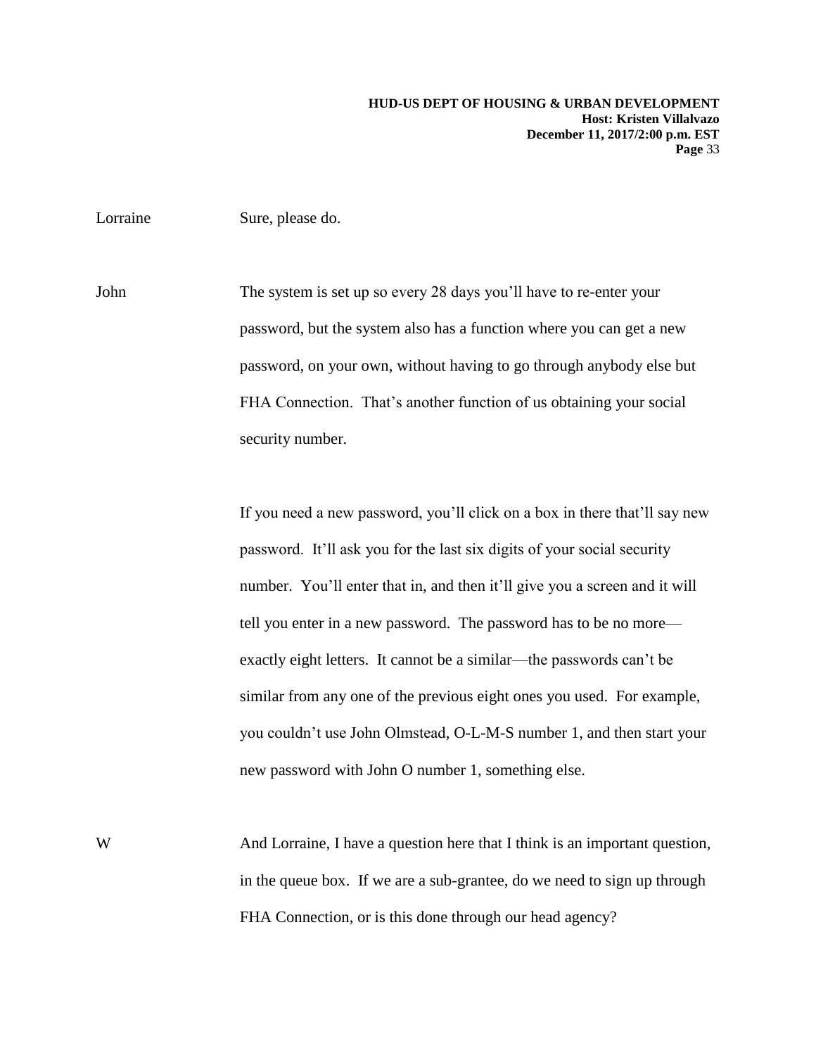Lorraine Sure, please do.

John The system is set up so every 28 days you'll have to re-enter your password, but the system also has a function where you can get a new password, on your own, without having to go through anybody else but FHA Connection. That's another function of us obtaining your social security number.

If you need a new password, you'll click on a box in there that'll say new password. It'll ask you for the last six digits of your social security number. You'll enter that in, and then it'll give you a screen and it will tell you enter in a new password. The password has to be no more—exactly eight letters. It cannot be a similar—the passwords can't be similar from any one of the previous eight ones you used. For example, you couldn't use John Olmstead, O-L-M-S number 1, and then start your new password with John O number 1, something else.

W And Lorraine, I have a question here that I think is an important question, in the queue box. If we are a sub-grantee, do we need to sign up through FHA Connection, or is this done through our head agency?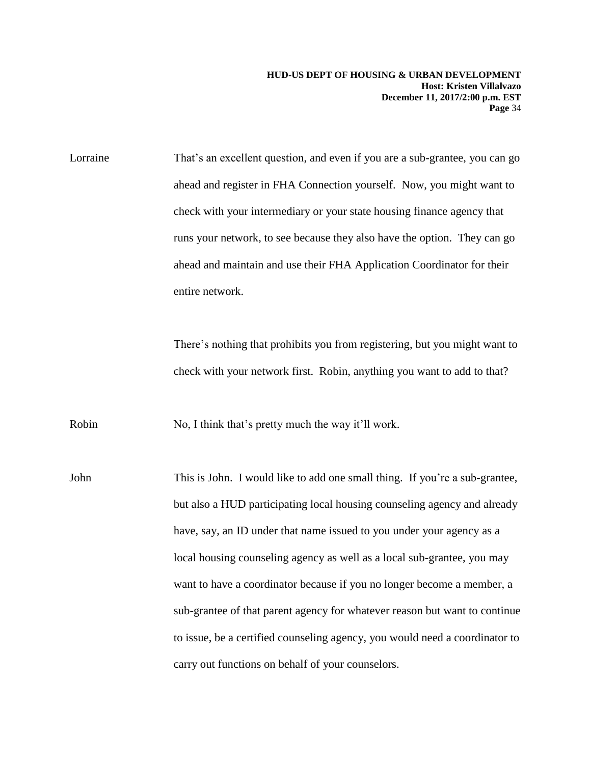Lorraine That's an excellent question, and even if you are a sub-grantee, you can go ahead and register in FHA Connection yourself. Now, you might want to check with your intermediary or your state housing finance agency that runs your network, to see because they also have the option. They can go ahead and maintain and use their FHA Application Coordinator for their entire network.

There's nothing that prohibits you from registering, but you might want to check with your network first. Robin, anything you want to add to that?

Robin No, I think that's pretty much the way it'll work.

John This is John. I would like to add one small thing. If you're a sub-grantee, but also a HUD participating local housing counseling agency and already have, say, an ID under that name issued to you under your agency as a local housing counseling agency as well as a local sub-grantee, you may want to have a coordinator because if you no longer become a member, a sub-grantee of that parent agency for whatever reason but want to continue to issue, be a certified counseling agency, you would need a coordinator to carry out functions on behalf of your counselors.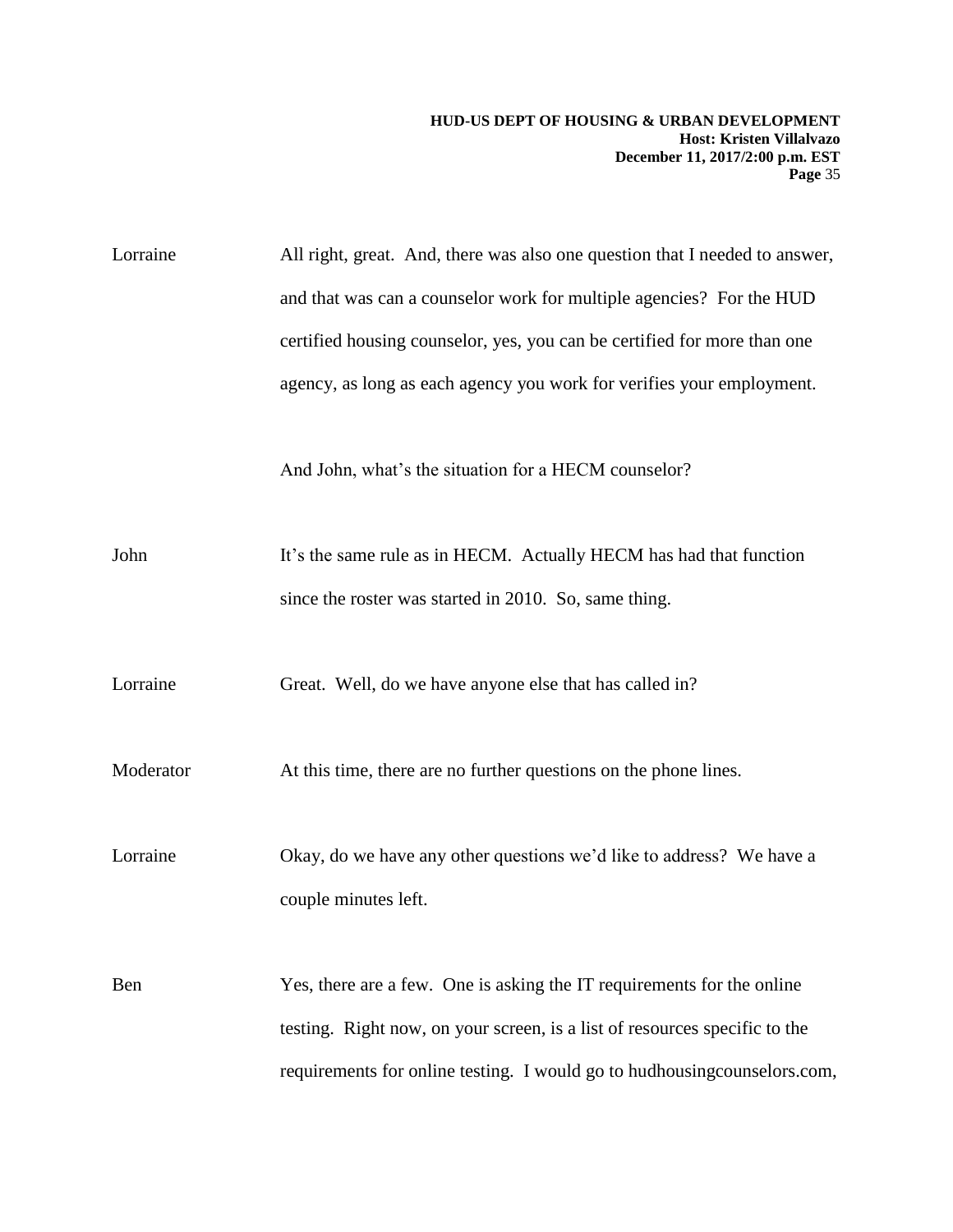Lorraine All right, great. And, there was also one question that I needed to answer, and that was can a counselor work for multiple agencies? For the HUD certified housing counselor, yes, you can be certified for more than one agency, as long as each agency you work for verifies your employment.

And John, what's the situation for a HECM counselor?

John It's the same rule as in HECM. Actually HECM has had that function since the roster was started in 2010. So, same thing.

Lorraine Great. Well, do we have anyone else that has called in?

Moderator At this time, there are no further questions on the phone lines.

Lorraine Okay, do we have any other questions we'd like to address? We have a couple minutes left.

Ben Yes, there are a few. One is asking the IT requirements for the online testing. Right now, on your screen, is a list of resources specific to the requirements for online testing. I would go to hudhousingcounselors.com,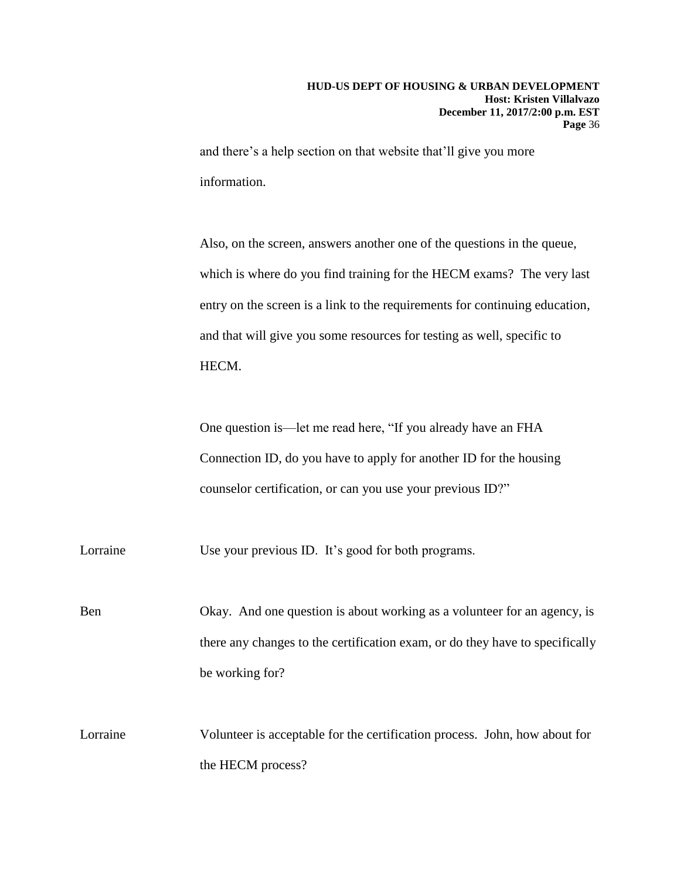and there's a help section on that website that'll give you more information.

Also, on the screen, answers another one of the questions in the queue, which is where do you find training for the HECM exams? The very last entry on the screen is a link to the requirements for continuing education, and that will give you some resources for testing as well, specific to HECM.

One question is—let me read here, "If you already have an FHA Connection ID, do you have to apply for another ID for the housing counselor certification, or can you use your previous ID?"

Lorraine Use your previous ID. It's good for both programs.

Ben Okay. And one question is about working as a volunteer for an agency, is there any changes to the certification exam, or do they have to specifically be working for?

Lorraine Volunteer is acceptable for the certification process. John, how about for the HECM process?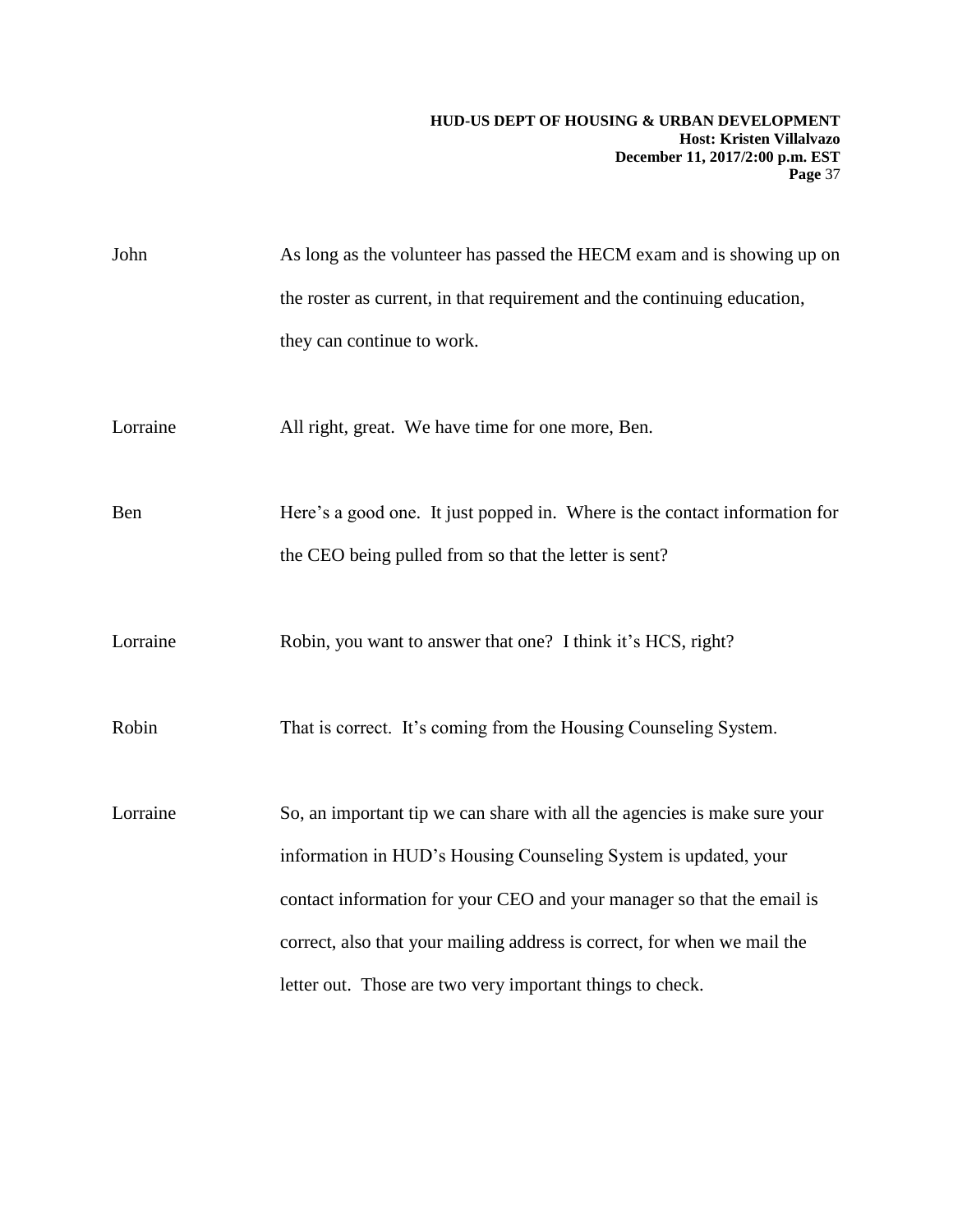John As long as the volunteer has passed the HECM exam and is showing up on the roster as current, in that requirement and the continuing education, they can continue to work.

Lorraine All right, great. We have time for one more, Ben.

Ben Here's a good one. It just popped in. Where is the contact information for the CEO being pulled from so that the letter is sent?

Lorraine Robin, you want to answer that one? I think it's HCS, right?

Robin That is correct. It's coming from the Housing Counseling System.

Lorraine So, an important tip we can share with all the agencies is make sure your information in HUD's Housing Counseling System is updated, your contact information for your CEO and your manager so that the email is correct, also that your mailing address is correct, for when we mail the letter out. Those are two very important things to check.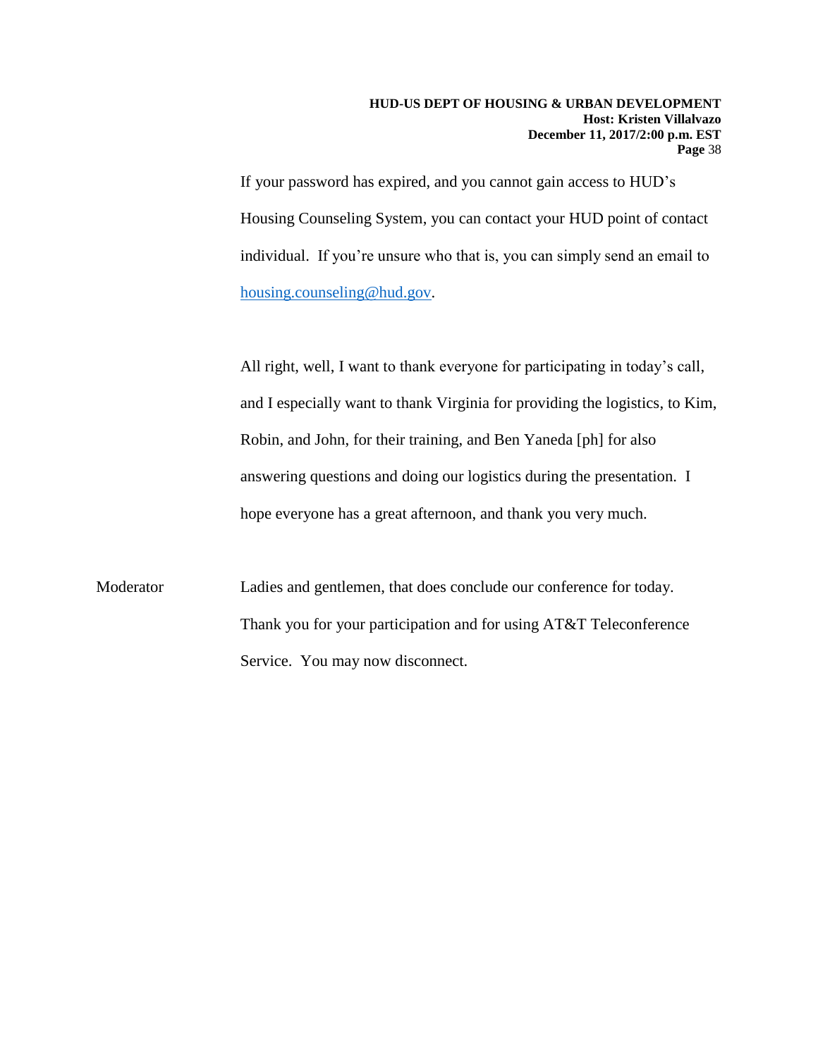If your password has expired, and you cannot gain access to HUD's Housing Counseling System, you can contact your HUD point of contact individual. If you're unsure who that is, you can simply send an email to housing.counseling@hud.gov.

All right, well, I want to thank everyone for participating in today's call, and I especially want to thank Virginia for providing the logistics, to Kim, Robin, and John, for their training, and Ben Yaneda [ph] for also answering questions and doing our logistics during the presentation. I hope everyone has a great afternoon, and thank you very much.

Moderator Ladies and gentlemen, that does conclude our conference for today. Thank you for your participation and for using AT&T Teleconference Service. You may now disconnect.